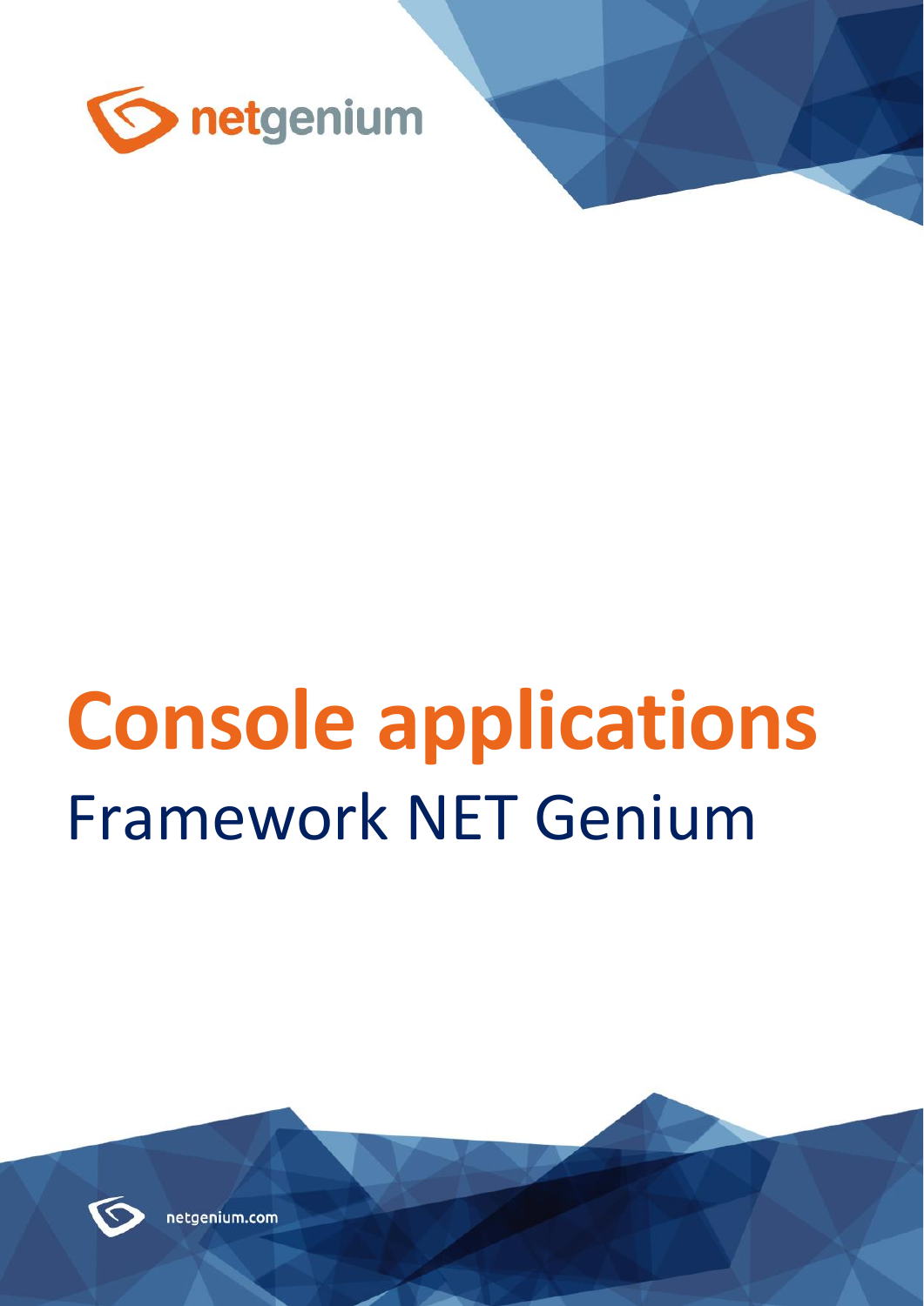netgenium

# Console applications

## Framework NET Genium

netgenium.com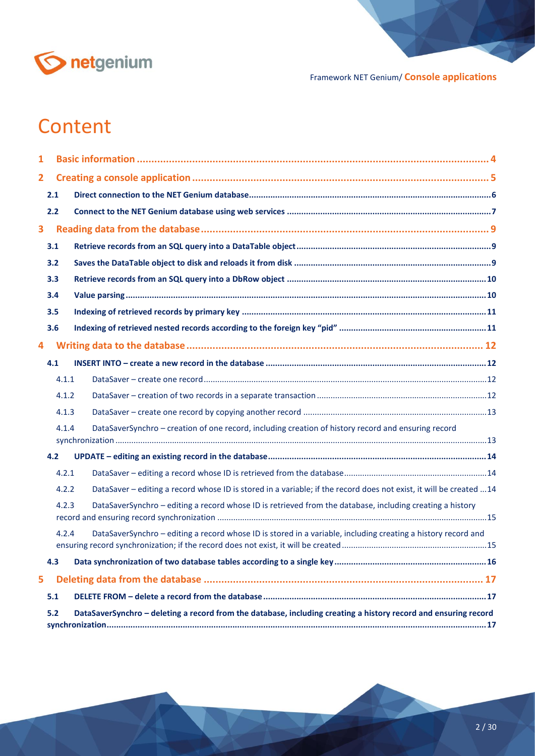# Content

1 Basic information ..... 4

2 Creating a console application ..... 5

- 2.1 Direct connection to the NET Genium database ..... 6
- 2.2 Connect to the NET Genium database using web services ..... 7

3 Reading data from the database ..... 9

- 3.1 Retrieve records from an SQL query into a DataTable object ..... 9
- 3.2 Saves the DataTable object to disk and reloads it from disk ..... 9
- 3.3 Retrieve records from an SQL query into a DbRow object ..... 10
- 3.4 Value parsing ..... 10
- 3.5 Indexing of retrieved records by primary key ..... 11
- 3.6 Indexing of retrieved nested records according to the foreign key “pid” ..... 11

4 Writing data to the database ..... 12

- 4.1 INSERT INTO – create a new record in the database ..... 12
  - 4.1.1 DataSaver – create one record ..... 12
  - 4.1.2 DataSaver – creation of two records in a separate transaction ..... 12
  - 4.1.3 DataSaver – create one record by copying another record ..... 13
  - 4.1.4 DataSaverSynchro – creation of one record, including creation of history record and ensuring record synchronization ..... 13
- 4.2 UPDATE – editing an existing record in the database ..... 14
  - 4.2.1 DataSaver – editing a record whose ID is retrieved from the database ..... 14
  - 4.2.2 DataSaver – editing a record whose ID is stored in a variable; if the record does not exist, it will be created ..... 14
  - 4.2.3 DataSaverSynchro – editing a record whose ID is retrieved from the database, including creating a history record and ensuring record synchronization ..... 15
  - 4.2.4 DataSaverSynchro – editing a record whose ID is stored in a variable, including creating a history record and ensuring record synchronization; if the record does not exist, it will be created ..... 15
- 4.3 Data synchronization of two database tables according to a single key ..... 16

5 Deleting data from the database ..... 17

- 5.1 DELETE FROM – delete a record from the database ..... 17
- 5.2 DataSaverSynchro – deleting a record from the database, including creating a history record and ensuring record synchronization ..... 17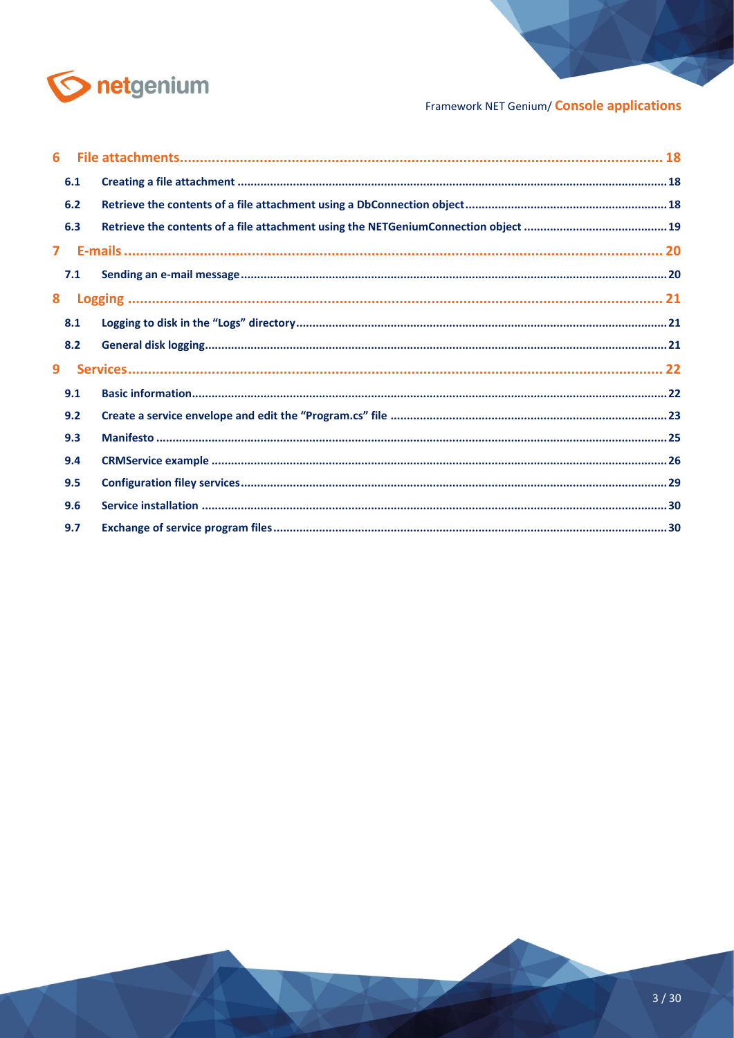6 File attachments ... 18

- 6.1 Creating a file attachment ... 18
- 6.2 Retrieve the contents of a file attachment using a DbConnection object ... 18
- 6.3 Retrieve the contents of a file attachment using the NETGeniumConnection object ... 19

7 E-mails ... 20

- 7.1 Sending an e-mail message ... 20

8 Logging ... 21

- 8.1 Logging to disk in the "Logs" directory ... 21
- 8.2 General disk logging ... 21

9 Services ... 22

- 9.1 Basic information ... 22
- 9.2 Create a service envelope and edit the "Program.cs" file ... 23
- 9.3 Manifesto ... 25
- 9.4 CRMService example ... 26
- 9.5 Configuration filey services ... 29
- 9.6 Service installation ... 30
- 9.7 Exchange of service program files ... 30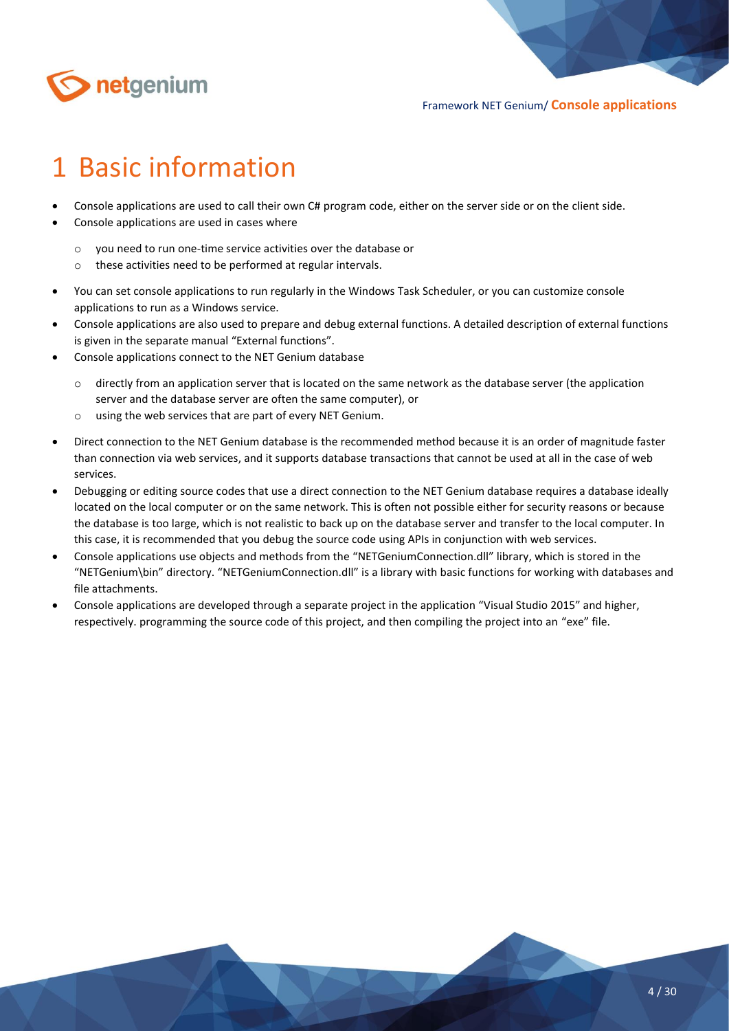# 1 Basic information

- Console applications are used to call their own C# program code, either on the server side or on the client side.
- Console applications are used in cases where
  - you need to run one-time service activities over the database or
  - these activities need to be performed at regular intervals.
- You can set console applications to run regularly in the Windows Task Scheduler, or you can customize console applications to run as a Windows service.
- Console applications are also used to prepare and debug external functions. A detailed description of external functions is given in the separate manual "External functions".
- Console applications connect to the NET Genium database
  - directly from an application server that is located on the same network as the database server (the application server and the database server are often the same computer), or
  - using the web services that are part of every NET Genium.
- Direct connection to the NET Genium database is the recommended method because it is an order of magnitude faster than connection via web services, and it supports database transactions that cannot be used at all in the case of web services.
- Debugging or editing source codes that use a direct connection to the NET Genium database requires a database ideally located on the local computer or on the same network. This is often not possible either for security reasons or because the database is too large, which is not realistic to back up on the database server and transfer to the local computer. In this case, it is recommended that you debug the source code using APIs in conjunction with web services.
- Console applications use objects and methods from the "NETGeniumConnection.dll" library, which is stored in the "NETGenium\bin" directory. "NETGeniumConnection.dll" is a library with basic functions for working with databases and file attachments.
- Console applications are developed through a separate project in the application "Visual Studio 2015" and higher, respectively. programming the source code of this project, and then compiling the project into an "exe" file.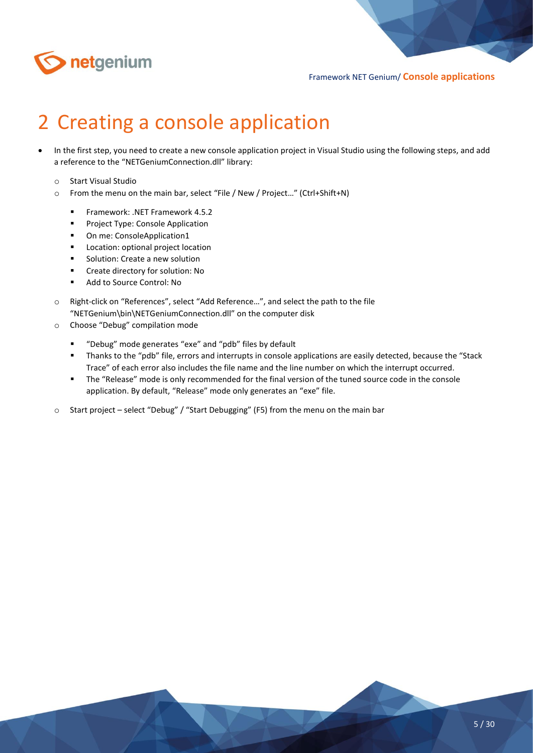# 2 Creating a console application

- In the first step, you need to create a new console application project in Visual Studio using the following steps, and add a reference to the "NETGeniumConnection.dll" library:
  - Start Visual Studio
  - From the menu on the main bar, select "File / New / Project…" (Ctrl+Shift+N)
    - Framework: .NET Framework 4.5.2
    - Project Type: Console Application
    - On me: ConsoleApplication1
    - Location: optional project location
    - Solution: Create a new solution
    - Create directory for solution: No
    - Add to Source Control: No
  - Right-click on "References", select "Add Reference…", and select the path to the file "NETGenium\bin\NETGeniumConnection.dll" on the computer disk
  - Choose "Debug" compilation mode
    - "Debug" mode generates "exe" and "pdb" files by default
    - Thanks to the "pdb" file, errors and interrupts in console applications are easily detected, because the "Stack Trace" of each error also includes the file name and the line number on which the interrupt occurred.
    - The "Release" mode is only recommended for the final version of the tuned source code in the console application. By default, "Release" mode only generates an "exe" file.
  - Start project – select "Debug" / "Start Debugging" (F5) from the menu on the main bar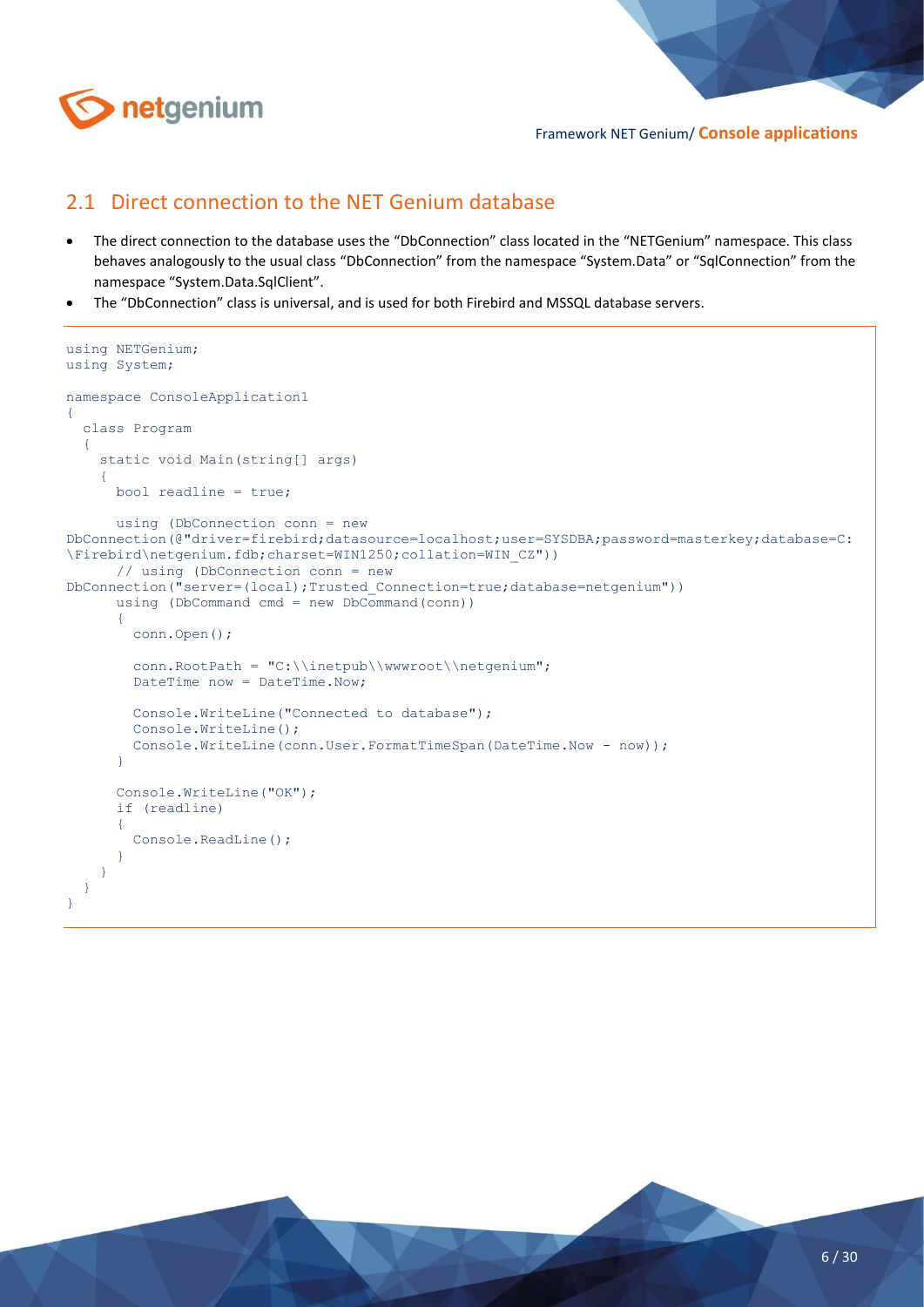## 2.1 Direct connection to the NET Genium database

- The direct connection to the database uses the “DbConnection” class located in the “NETGenium” namespace. This class behaves analogously to the usual class “DbConnection” from the namespace “System.Data” or “SqlConnection” from the namespace “System.Data.SqlClient”.
- The “DbConnection” class is universal, and is used for both Firebird and MSSQL database servers.

```
using NETGenium;
using System;

namespace ConsoleApplication1
{
  class Program
  {
    static void Main(string[] args)
    {
      bool readline = true;

      using (DbConnection conn = new
DbConnection(@"driver=firebird;datasource=localhost;user=SYSDBA;password=masterkey;database=C:
\Firebird\netgenium.fdb;charset=WIN1250;collation=WIN_CZ"))
      // using (DbConnection conn = new
DbConnection("server=(local);Trusted_Connection=true;database=netgenium"))
      using (DbCommand cmd = new DbCommand(conn))
      {
        conn.Open();

        conn.RootPath = "C:\\inetpub\\wwwroot\\netgenium";
        DateTime now = DateTime.Now;

        Console.WriteLine("Connected to database");
        Console.WriteLine();
        Console.WriteLine(conn.User.FormatTimeSpan(DateTime.Now - now));
      }

      Console.WriteLine("OK");
      if (readline)
      {
        Console.ReadLine();
      }
    }
  }
}
```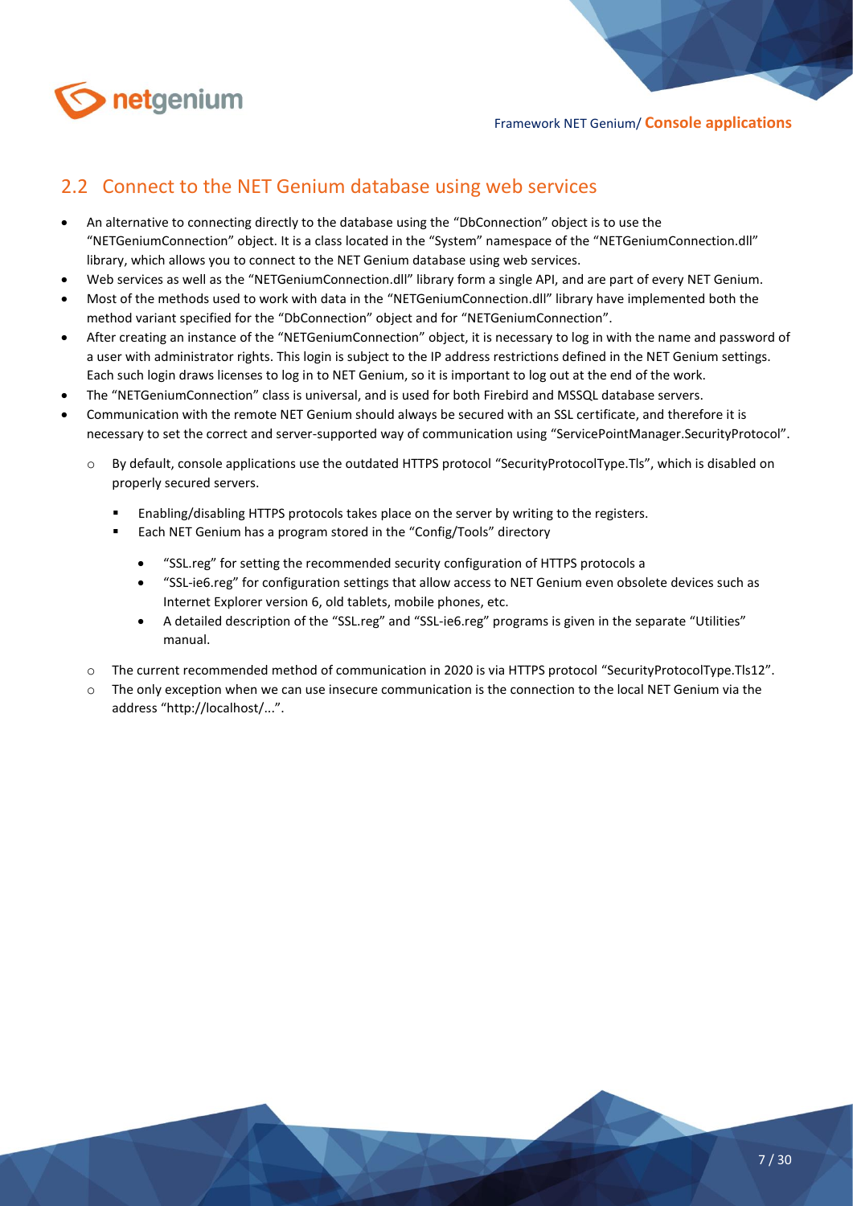## 2.2 Connect to the NET Genium database using web services

- An alternative to connecting directly to the database using the “DbConnection” object is to use the “NETGeniumConnection” object. It is a class located in the “System” namespace of the “NETGeniumConnection.dll” library, which allows you to connect to the NET Genium database using web services.
- Web services as well as the “NETGeniumConnection.dll” library form a single API, and are part of every NET Genium.
- Most of the methods used to work with data in the “NETGeniumConnection.dll” library have implemented both the method variant specified for the “DbConnection” object and for “NETGeniumConnection”.
- After creating an instance of the “NETGeniumConnection” object, it is necessary to log in with the name and password of a user with administrator rights. This login is subject to the IP address restrictions defined in the NET Genium settings. Each such login draws licenses to log in to NET Genium, so it is important to log out at the end of the work.
- The “NETGeniumConnection” class is universal, and is used for both Firebird and MSSQL database servers.
- Communication with the remote NET Genium should always be secured with an SSL certificate, and therefore it is necessary to set the correct and server-supported way of communication using “ServicePointManager.SecurityProtocol”.
  - By default, console applications use the outdated HTTPS protocol “SecurityProtocolType.Tls”, which is disabled on properly secured servers.
    - Enabling/disabling HTTPS protocols takes place on the server by writing to the registers.
    - Each NET Genium has a program stored in the “Config/Tools” directory
      - “SSL.reg” for setting the recommended security configuration of HTTPS protocols a
      - “SSL-ie6.reg” for configuration settings that allow access to NET Genium even obsolete devices such as Internet Explorer version 6, old tablets, mobile phones, etc.
      - A detailed description of the “SSL.reg” and “SSL-ie6.reg” programs is given in the separate “Utilities” manual.
  - The current recommended method of communication in 2020 is via HTTPS protocol “SecurityProtocolType.Tls12”.
  - The only exception when we can use insecure communication is the connection to the local NET Genium via the address “http://localhost/...”.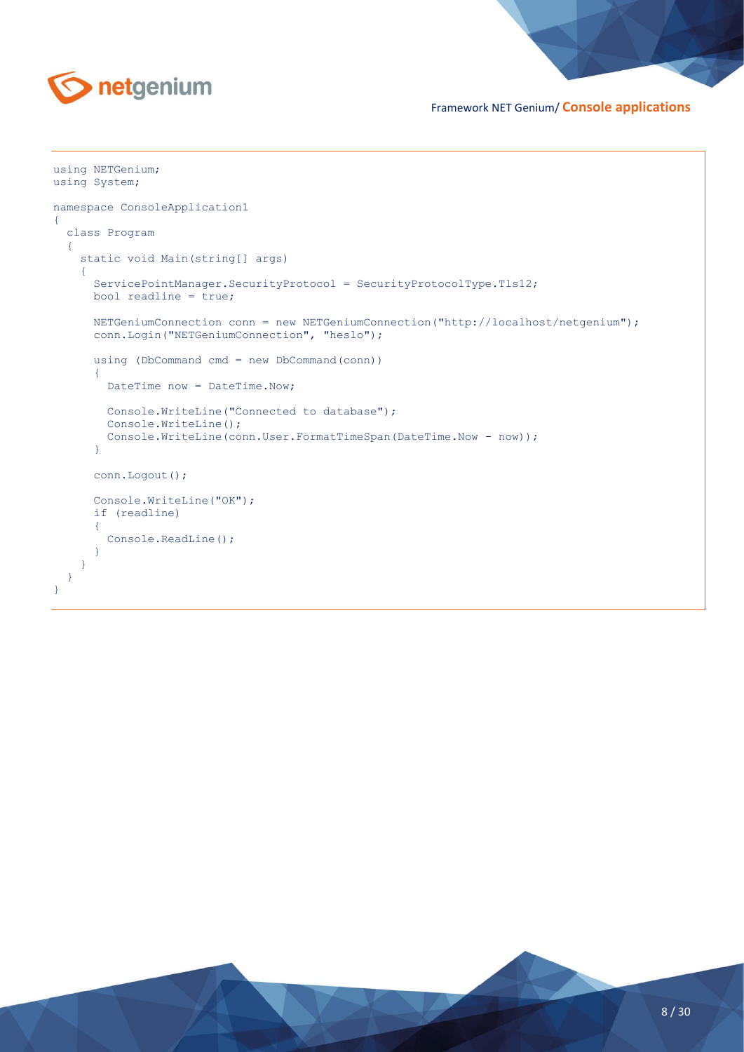```
using NETGenium;
using System;

namespace ConsoleApplication1
{
  class Program
  {
    static void Main(string[] args)
    {
      ServicePointManager.SecurityProtocol = SecurityProtocolType.Tls12;
      bool readline = true;

      NETGeniumConnection conn = new NETGeniumConnection("http://localhost/netgenium");
      conn.Login("NETGeniumConnection", "heslo");

      using (DbCommand cmd = new DbCommand(conn))
      {
        DateTime now = DateTime.Now;

        Console.WriteLine("Connected to database");
        Console.WriteLine();
        Console.WriteLine(conn.User.FormatTimeSpan(DateTime.Now - now));
      }

      conn.Logout();

      Console.WriteLine("OK");
      if (readline)
      {
        Console.ReadLine();
      }
    }
  }
}
```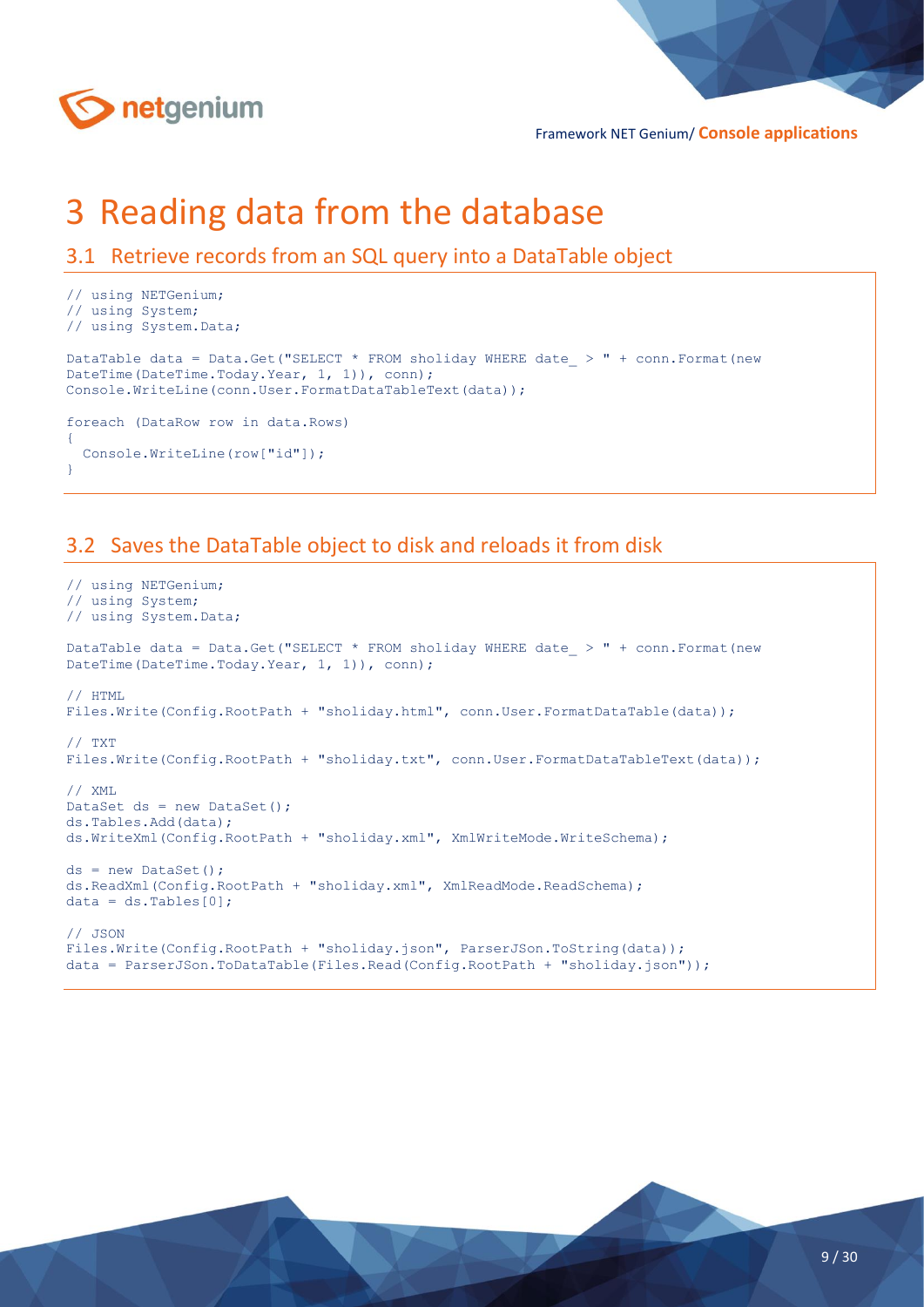# 3 Reading data from the database

## 3.1 Retrieve records from an SQL query into a DataTable object

```
// using NETGenium;
// using System;
// using System.Data;

DataTable data = Data.Get("SELECT * FROM sholiday WHERE date_ > " + conn.Format(new
DateTime(DateTime.Today.Year, 1, 1)), conn);
Console.WriteLine(conn.User.FormatDataTableText(data));

foreach (DataRow row in data.Rows)
{
  Console.WriteLine(row["id"]);
}
```

## 3.2 Saves the DataTable object to disk and reloads it from disk

```
// using NETGenium;
// using System;
// using System.Data;

DataTable data = Data.Get("SELECT * FROM sholiday WHERE date_ > " + conn.Format(new
DateTime(DateTime.Today.Year, 1, 1)), conn);

// HTML
Files.Write(Config.RootPath + "sholiday.html", conn.User.FormatDataTable(data));

// TXT
Files.Write(Config.RootPath + "sholiday.txt", conn.User.FormatDataTableText(data));

// XML
DataSet ds = new DataSet();
ds.Tables.Add(data);
ds.WriteXml(Config.RootPath + "sholiday.xml", XmlWriteMode.WriteSchema);

ds = new DataSet();
ds.ReadXml(Config.RootPath + "sholiday.xml", XmlReadMode.ReadSchema);
data = ds.Tables[0];

// JSON
Files.Write(Config.RootPath + "sholiday.json", ParserJSon.ToString(data));
data = ParserJSon.ToDataTable(Files.Read(Config.RootPath + "sholiday.json"));
```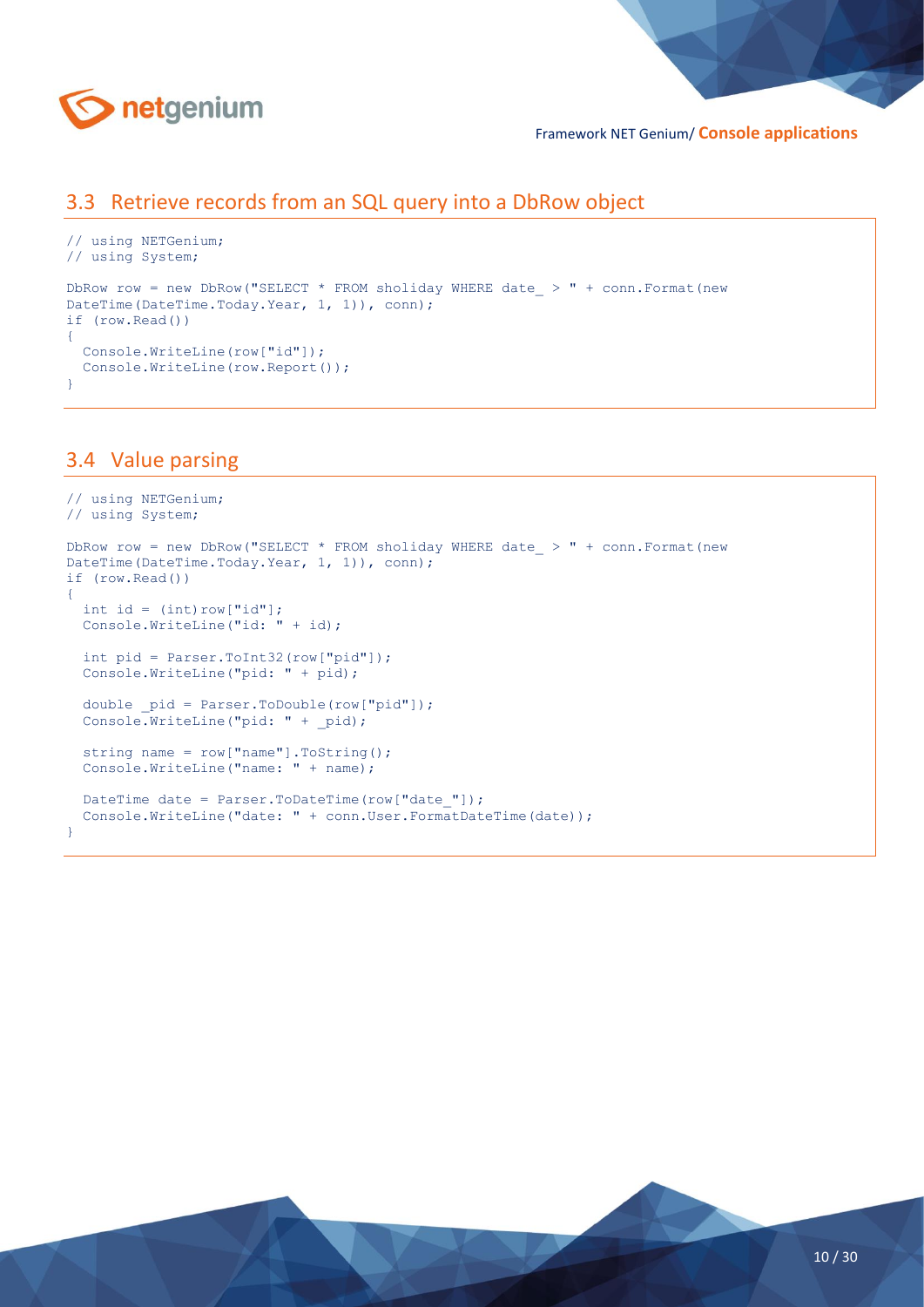## 3.3 Retrieve records from an SQL query into a DbRow object

```
// using NETGenium;
// using System;

DbRow row = new DbRow("SELECT * FROM sholiday WHERE date_ > " + conn.Format(new
DateTime(DateTime.Today.Year, 1, 1)), conn);
if (row.Read())
{
  Console.WriteLine(row["id"]);
  Console.WriteLine(row.Report());
}
```

## 3.4 Value parsing

```
// using NETGenium;
// using System;

DbRow row = new DbRow("SELECT * FROM sholiday WHERE date_ > " + conn.Format(new
DateTime(DateTime.Today.Year, 1, 1)), conn);
if (row.Read())
{
  int id = (int)row["id"];
  Console.WriteLine("id: " + id);

  int pid = Parser.ToInt32(row["pid"]);
  Console.WriteLine("pid: " + pid);

  double _pid = Parser.ToDouble(row["pid"]);
  Console.WriteLine("pid: " + _pid);

  string name = row["name"].ToString();
  Console.WriteLine("name: " + name);

  DateTime date = Parser.ToDateTime(row["date_"]);
  Console.WriteLine("date: " + conn.User.FormatDateTime(date));
}
```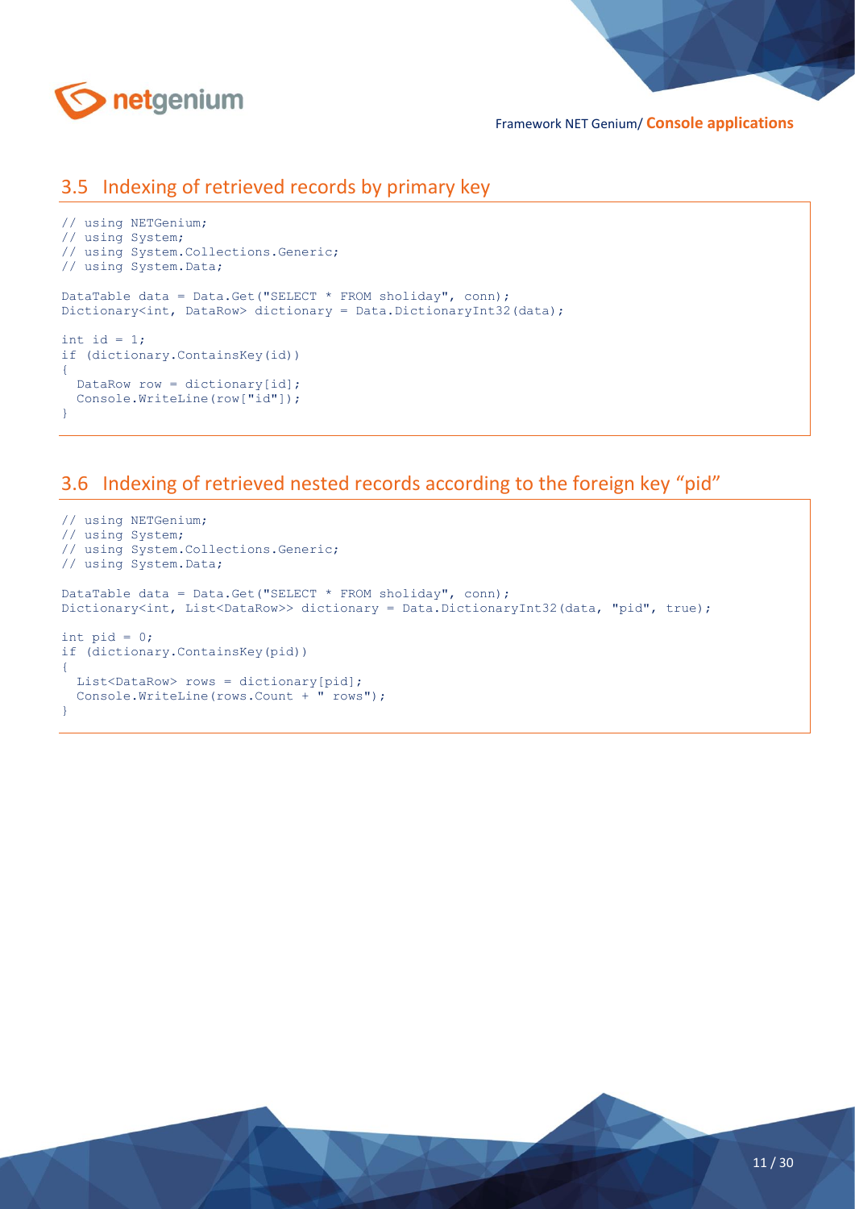## 3.5 Indexing of retrieved records by primary key

```
// using NETGenium;
// using System;
// using System.Collections.Generic;
// using System.Data;

DataTable data = Data.Get("SELECT * FROM sholiday", conn);
Dictionary<int, DataRow> dictionary = Data.DictionaryInt32(data);

int id = 1;
if (dictionary.ContainsKey(id))
{
  DataRow row = dictionary[id];
  Console.WriteLine(row["id"]);
}
```

## 3.6 Indexing of retrieved nested records according to the foreign key “pid”

```
// using NETGenium;
// using System;
// using System.Collections.Generic;
// using System.Data;

DataTable data = Data.Get("SELECT * FROM sholiday", conn);
Dictionary<int, List<DataRow>> dictionary = Data.DictionaryInt32(data, "pid", true);

int pid = 0;
if (dictionary.ContainsKey(pid))
{
  List<DataRow> rows = dictionary[pid];
  Console.WriteLine(rows.Count + " rows");
}
```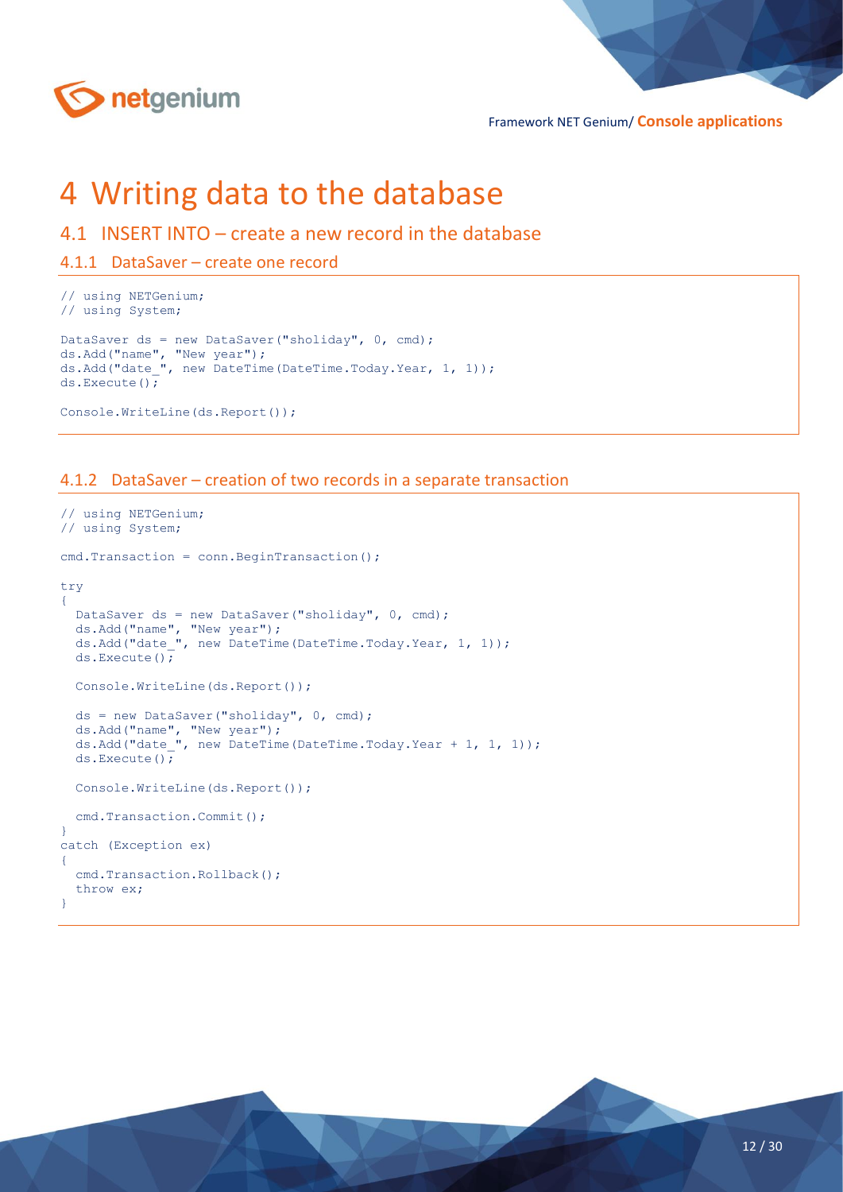# 4 Writing data to the database

## 4.1 INSERT INTO – create a new record in the database

### 4.1.1 DataSaver – create one record

```
// using NETGenium;
// using System;

DataSaver ds = new DataSaver("sholiday", 0, cmd);
ds.Add("name", "New year");
ds.Add("date_", new DateTime(DateTime.Today.Year, 1, 1));
ds.Execute();

Console.WriteLine(ds.Report());
```

### 4.1.2 DataSaver – creation of two records in a separate transaction

```
// using NETGenium;
// using System;

cmd.Transaction = conn.BeginTransaction();

try
{
  DataSaver ds = new DataSaver("sholiday", 0, cmd);
  ds.Add("name", "New year");
  ds.Add("date_", new DateTime(DateTime.Today.Year, 1, 1));
  ds.Execute();

  Console.WriteLine(ds.Report());

  ds = new DataSaver("sholiday", 0, cmd);
  ds.Add("name", "New year");
  ds.Add("date_", new DateTime(DateTime.Today.Year + 1, 1, 1));
  ds.Execute();

  Console.WriteLine(ds.Report());

  cmd.Transaction.Commit();
}
catch (Exception ex)
{
  cmd.Transaction.Rollback();
  throw ex;
}
```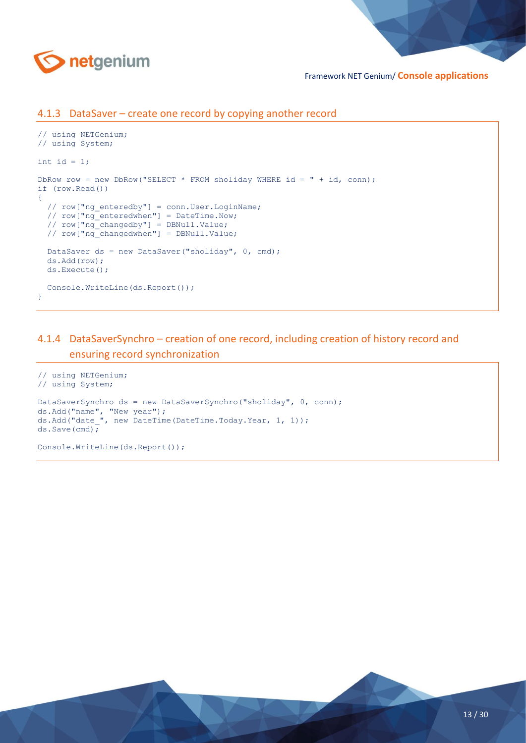### 4.1.3 DataSaver – create one record by copying another record

```
// using NETGenium;
// using System;

int id = 1;

DbRow row = new DbRow("SELECT * FROM sholiday WHERE id = " + id, conn);
if (row.Read())
{
  // row["ng_enteredby"] = conn.User.LoginName;
  // row["ng_enteredwhen"] = DateTime.Now;
  // row["ng_changedby"] = DBNull.Value;
  // row["ng_changedwhen"] = DBNull.Value;

  DataSaver ds = new DataSaver("sholiday", 0, cmd);
  ds.Add(row);
  ds.Execute();

  Console.WriteLine(ds.Report());
}
```

### 4.1.4 DataSaverSynchro – creation of one record, including creation of history record and ensuring record synchronization

```
// using NETGenium;
// using System;

DataSaverSynchro ds = new DataSaverSynchro("sholiday", 0, conn);
ds.Add("name", "New year");
ds.Add("date_", new DateTime(DateTime.Today.Year, 1, 1));
ds.Save(cmd);

Console.WriteLine(ds.Report());
```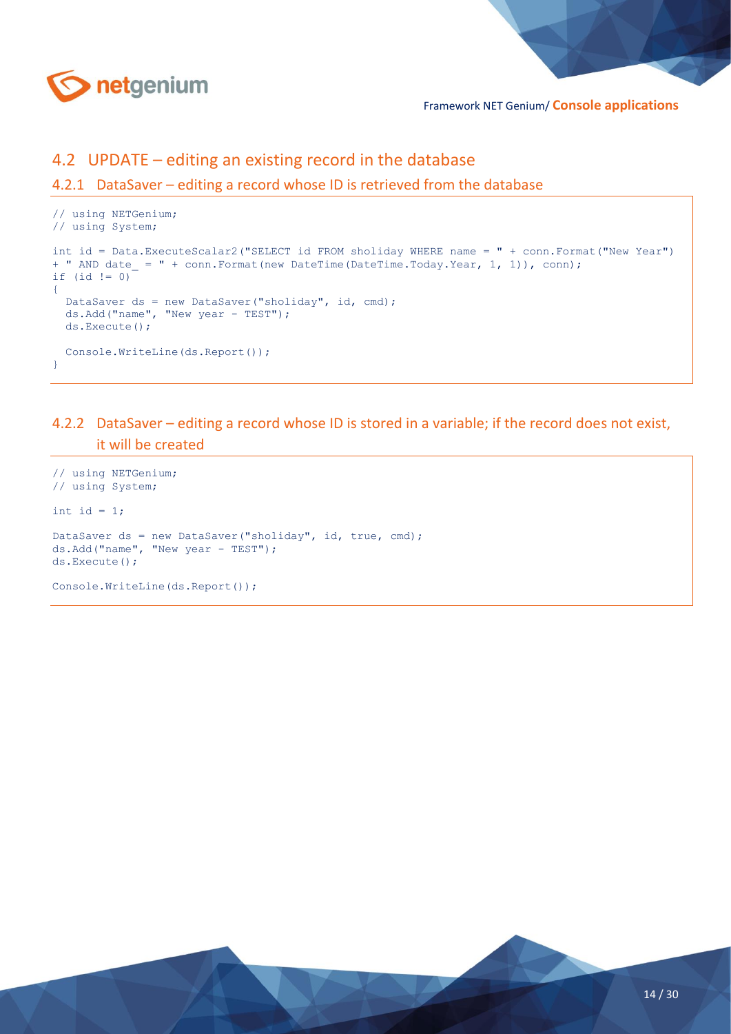## 4.2 UPDATE – editing an existing record in the database

### 4.2.1 DataSaver – editing a record whose ID is retrieved from the database

```
// using NETGenium;
// using System;

int id = Data.ExecuteScalar2("SELECT id FROM sholiday WHERE name = " + conn.Format("New Year")
+ " AND date_ = " + conn.Format(new DateTime(DateTime.Today.Year, 1, 1)), conn);
if (id != 0)
{
  DataSaver ds = new DataSaver("sholiday", id, cmd);
  ds.Add("name", "New year - TEST");
  ds.Execute();

  Console.WriteLine(ds.Report());
}
```

### 4.2.2 DataSaver – editing a record whose ID is stored in a variable; if the record does not exist, it will be created

```
// using NETGenium;
// using System;

int id = 1;

DataSaver ds = new DataSaver("sholiday", id, true, cmd);
ds.Add("name", "New year - TEST");
ds.Execute();

Console.WriteLine(ds.Report());
```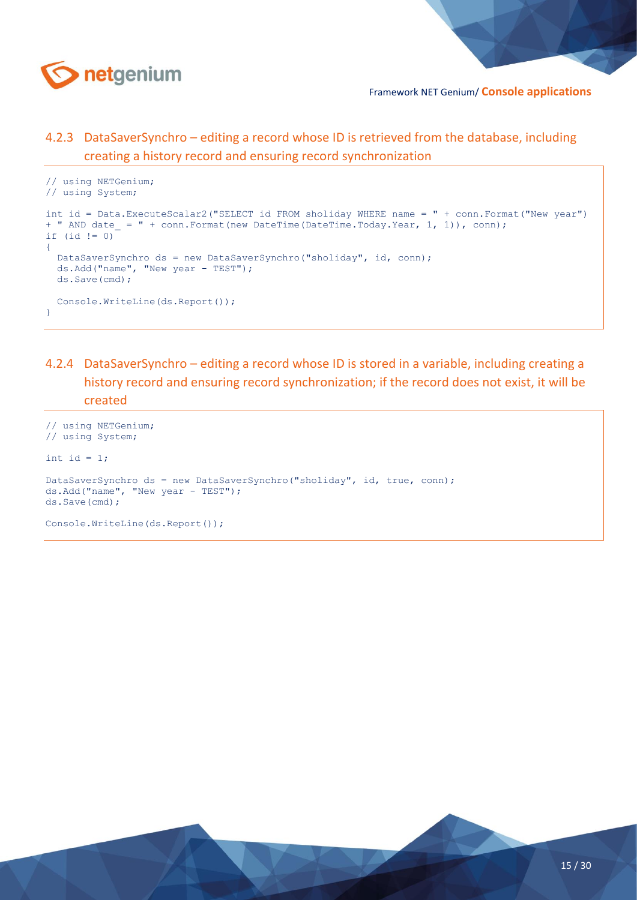### 4.2.3 DataSaverSynchro – editing a record whose ID is retrieved from the database, including creating a history record and ensuring record synchronization

```
// using NETGenium;
// using System;

int id = Data.ExecuteScalar2("SELECT id FROM sholiday WHERE name = " + conn.Format("New year")
+ " AND date_ = " + conn.Format(new DateTime(DateTime.Today.Year, 1, 1)), conn);
if (id != 0)
{
  DataSaverSynchro ds = new DataSaverSynchro("sholiday", id, conn);
  ds.Add("name", "New year - TEST");
  ds.Save(cmd);

  Console.WriteLine(ds.Report());
}
```

### 4.2.4 DataSaverSynchro – editing a record whose ID is stored in a variable, including creating a history record and ensuring record synchronization; if the record does not exist, it will be created

```
// using NETGenium;
// using System;

int id = 1;

DataSaverSynchro ds = new DataSaverSynchro("sholiday", id, true, conn);
ds.Add("name", "New year - TEST");
ds.Save(cmd);

Console.WriteLine(ds.Report());
```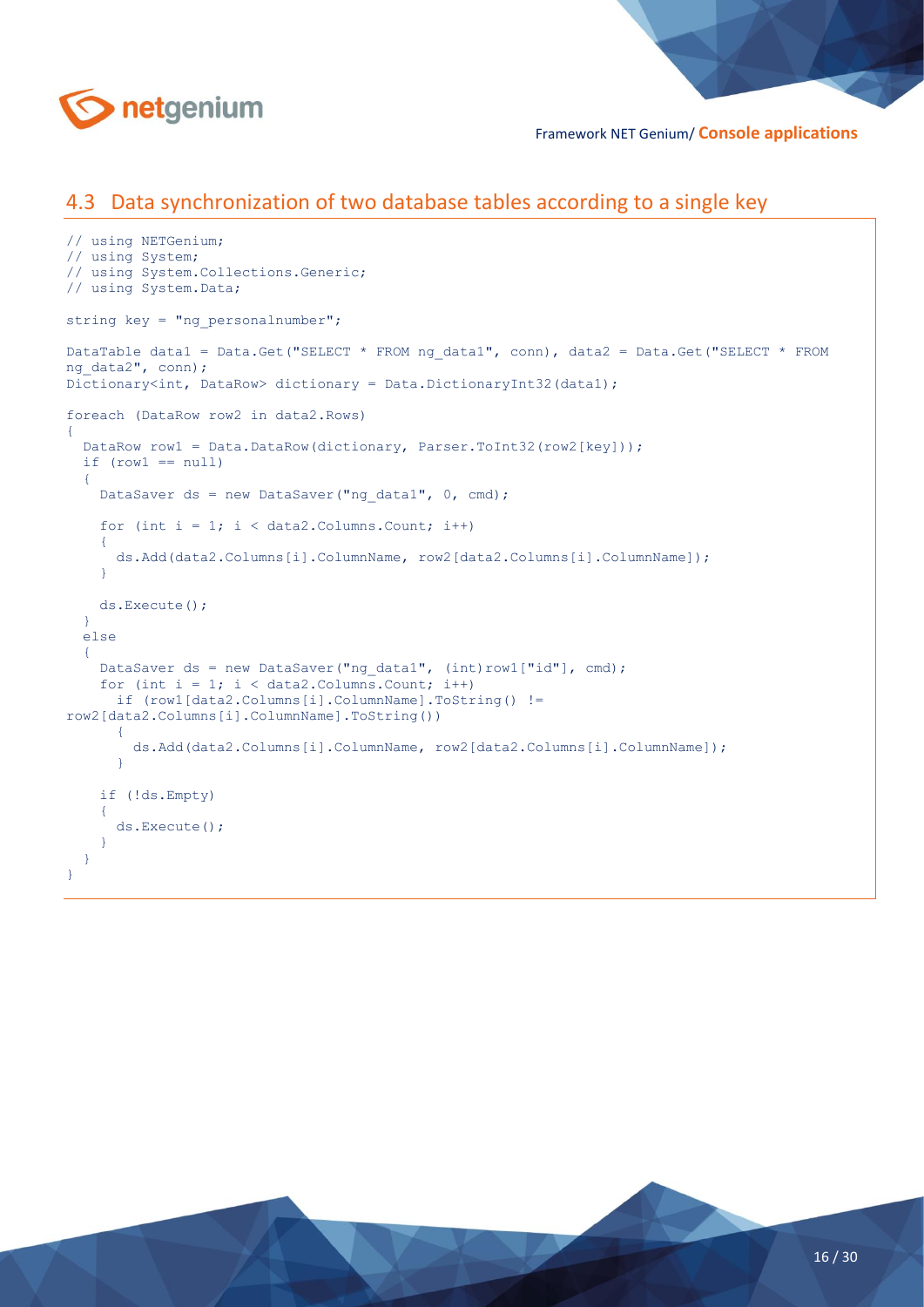## 4.3 Data synchronization of two database tables according to a single key

```
// using NETGenium;
// using System;
// using System.Collections.Generic;
// using System.Data;

string key = "ng_personalnumber";

DataTable data1 = Data.Get("SELECT * FROM ng_data1", conn), data2 = Data.Get("SELECT * FROM
ng_data2", conn);
Dictionary<int, DataRow> dictionary = Data.DictionaryInt32(data1);

foreach (DataRow row2 in data2.Rows)
{
  DataRow row1 = Data.DataRow(dictionary, Parser.ToInt32(row2[key]));
  if (row1 == null)
  {
    DataSaver ds = new DataSaver("ng_data1", 0, cmd);

    for (int i = 1; i < data2.Columns.Count; i++)
    {
      ds.Add(data2.Columns[i].ColumnName, row2[data2.Columns[i].ColumnName]);
    }

    ds.Execute();
  }
  else
  {
    DataSaver ds = new DataSaver("ng_data1", (int)row1["id"], cmd);
    for (int i = 1; i < data2.Columns.Count; i++)
      if (row1[data2.Columns[i].ColumnName].ToString() !=
row2[data2.Columns[i].ColumnName].ToString())
      {
        ds.Add(data2.Columns[i].ColumnName, row2[data2.Columns[i].ColumnName]);
      }

    if (!ds.Empty)
    {
      ds.Execute();
    }
  }
}
```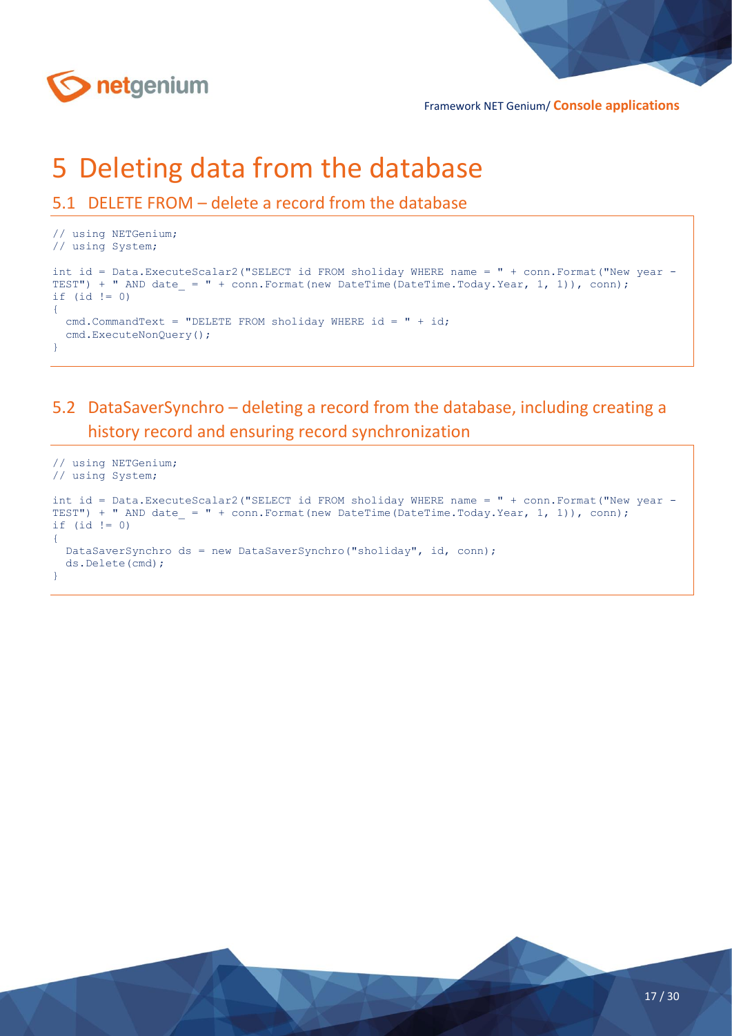# 5 Deleting data from the database

## 5.1 DELETE FROM – delete a record from the database

```
// using NETGenium;
// using System;

int id = Data.ExecuteScalar2("SELECT id FROM sholiday WHERE name = " + conn.Format("New year - TEST") + " AND date_ = " + conn.Format(new DateTime(DateTime.Today.Year, 1, 1)), conn);
if (id != 0)
{
  cmd.CommandText = "DELETE FROM sholiday WHERE id = " + id;
  cmd.ExecuteNonQuery();
}
```

## 5.2 DataSaverSynchro – deleting a record from the database, including creating a history record and ensuring record synchronization

```
// using NETGenium;
// using System;

int id = Data.ExecuteScalar2("SELECT id FROM sholiday WHERE name = " + conn.Format("New year - TEST") + " AND date_ = " + conn.Format(new DateTime(DateTime.Today.Year, 1, 1)), conn);
if (id != 0)
{
  DataSaverSynchro ds = new DataSaverSynchro("sholiday", id, conn);
  ds.Delete(cmd);
}
```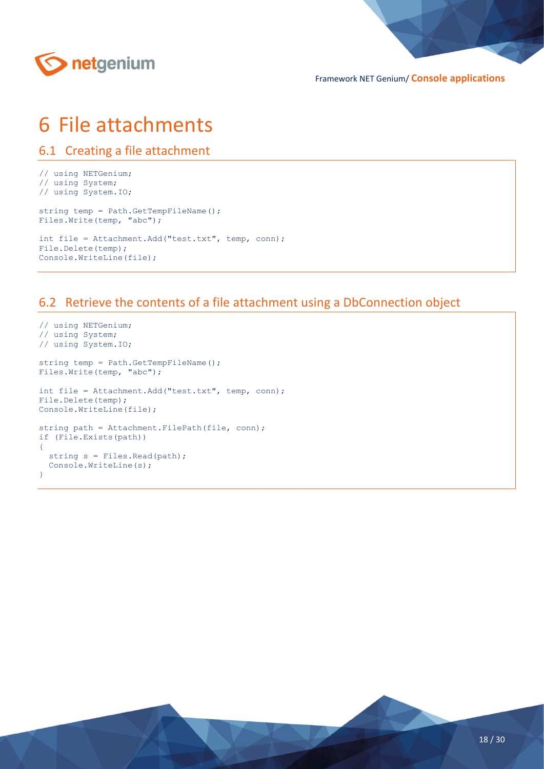# 6 File attachments

## 6.1 Creating a file attachment

```
// using NETGenium;
// using System;
// using System.IO;

string temp = Path.GetTempFileName();
Files.Write(temp, "abc");

int file = Attachment.Add("test.txt", temp, conn);
File.Delete(temp);
Console.WriteLine(file);
```

## 6.2 Retrieve the contents of a file attachment using a DbConnection object

```
// using NETGenium;
// using System;
// using System.IO;

string temp = Path.GetTempFileName();
Files.Write(temp, "abc");

int file = Attachment.Add("test.txt", temp, conn);
File.Delete(temp);
Console.WriteLine(file);

string path = Attachment.FilePath(file, conn);
if (File.Exists(path))
{
  string s = Files.Read(path);
  Console.WriteLine(s);
}
```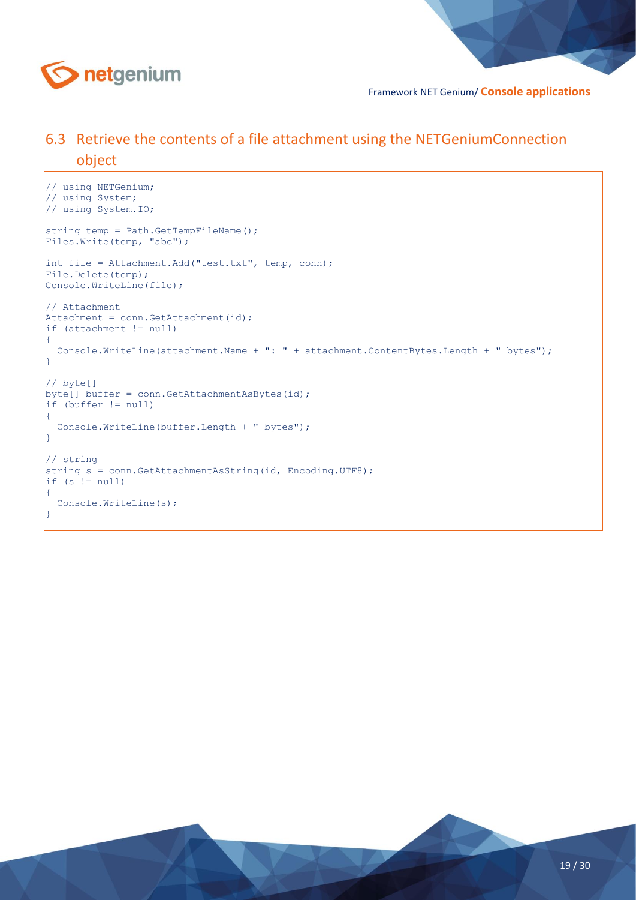## 6.3 Retrieve the contents of a file attachment using the NETGeniumConnection object

```
// using NETGenium;
// using System;
// using System.IO;

string temp = Path.GetTempFileName();
Files.Write(temp, "abc");

int file = Attachment.Add("test.txt", temp, conn);
File.Delete(temp);
Console.WriteLine(file);

// Attachment
Attachment = conn.GetAttachment(id);
if (attachment != null)
{
  Console.WriteLine(attachment.Name + ": " + attachment.ContentBytes.Length + " bytes");
}

// byte[]
byte[] buffer = conn.GetAttachmentAsBytes(id);
if (buffer != null)
{
  Console.WriteLine(buffer.Length + " bytes");
}

// string
string s = conn.GetAttachmentAsString(id, Encoding.UTF8);
if (s != null)
{
  Console.WriteLine(s);
}
```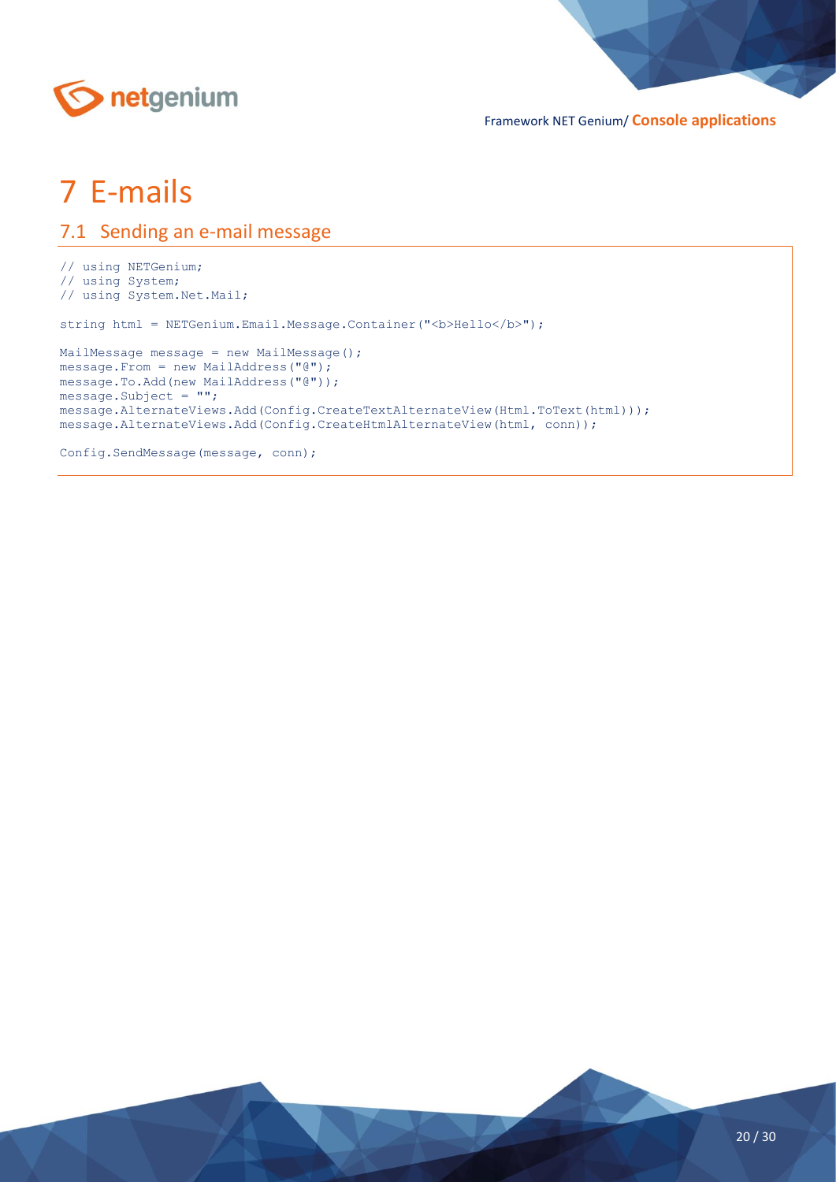# 7 E-mails

## 7.1 Sending an e-mail message

```
// using NETGenium;
// using System;
// using System.Net.Mail;

string html = NETGenium.Email.Message.Container("<b>Hello</b>");

MailMessage message = new MailMessage();
message.From = new MailAddress("@");
message.To.Add(new MailAddress("@"));
message.Subject = "";
message.AlternateViews.Add(Config.CreateTextAlternateView(Html.ToText(html)));
message.AlternateViews.Add(Config.CreateHtmlAlternateView(html, conn));

Config.SendMessage(message, conn);
```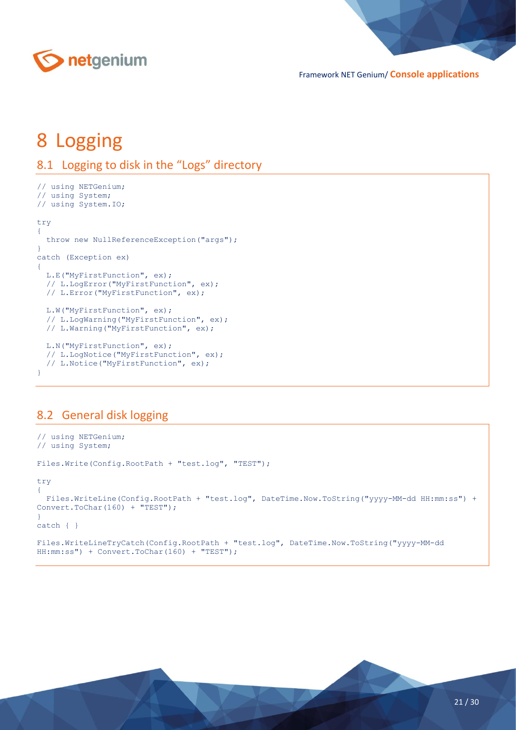# 8 Logging

## 8.1 Logging to disk in the “Logs” directory

```
// using NETGenium;
// using System;
// using System.IO;

try
{
  throw new NullReferenceException("args");
}
catch (Exception ex)
{
  L.E("MyFirstFunction", ex);
  // L.LogError("MyFirstFunction", ex);
  // L.Error("MyFirstFunction", ex);

  L.W("MyFirstFunction", ex);
  // L.LogWarning("MyFirstFunction", ex);
  // L.Warning("MyFirstFunction", ex);

  L.N("MyFirstFunction", ex);
  // L.LogNotice("MyFirstFunction", ex);
  // L.Notice("MyFirstFunction", ex);
}
```

## 8.2 General disk logging

```
// using NETGenium;
// using System;

Files.Write(Config.RootPath + "test.log", "TEST");

try
{
  Files.WriteLine(Config.RootPath + "test.log", DateTime.Now.ToString("yyyy-MM-dd HH:mm:ss") +
Convert.ToChar(160) + "TEST");
}
catch { }

Files.WriteLineTryCatch(Config.RootPath + "test.log", DateTime.Now.ToString("yyyy-MM-dd
HH:mm:ss") + Convert.ToChar(160) + "TEST");
```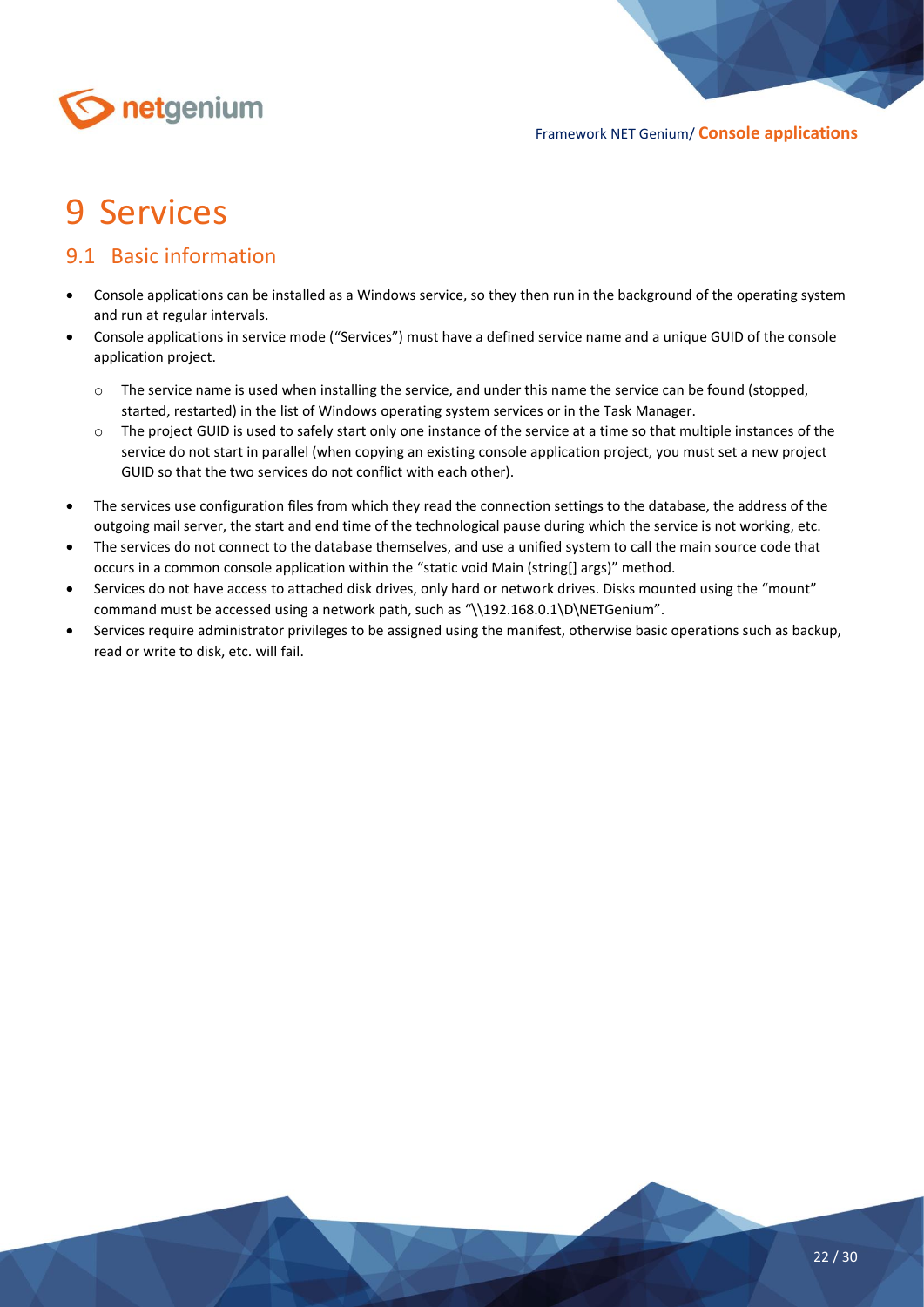# 9 Services

## 9.1 Basic information

- Console applications can be installed as a Windows service, so they then run in the background of the operating system and run at regular intervals.
- Console applications in service mode ("Services") must have a defined service name and a unique GUID of the console application project.
  - The service name is used when installing the service, and under this name the service can be found (stopped, started, restarted) in the list of Windows operating system services or in the Task Manager.
  - The project GUID is used to safely start only one instance of the service at a time so that multiple instances of the service do not start in parallel (when copying an existing console application project, you must set a new project GUID so that the two services do not conflict with each other).
- The services use configuration files from which they read the connection settings to the database, the address of the outgoing mail server, the start and end time of the technological pause during which the service is not working, etc.
- The services do not connect to the database themselves, and use a unified system to call the main source code that occurs in a common console application within the "static void Main (string[] args)" method.
- Services do not have access to attached disk drives, only hard or network drives. Disks mounted using the "mount" command must be accessed using a network path, such as "\\192.168.0.1\D\NETGenium".
- Services require administrator privileges to be assigned using the manifest, otherwise basic operations such as backup, read or write to disk, etc. will fail.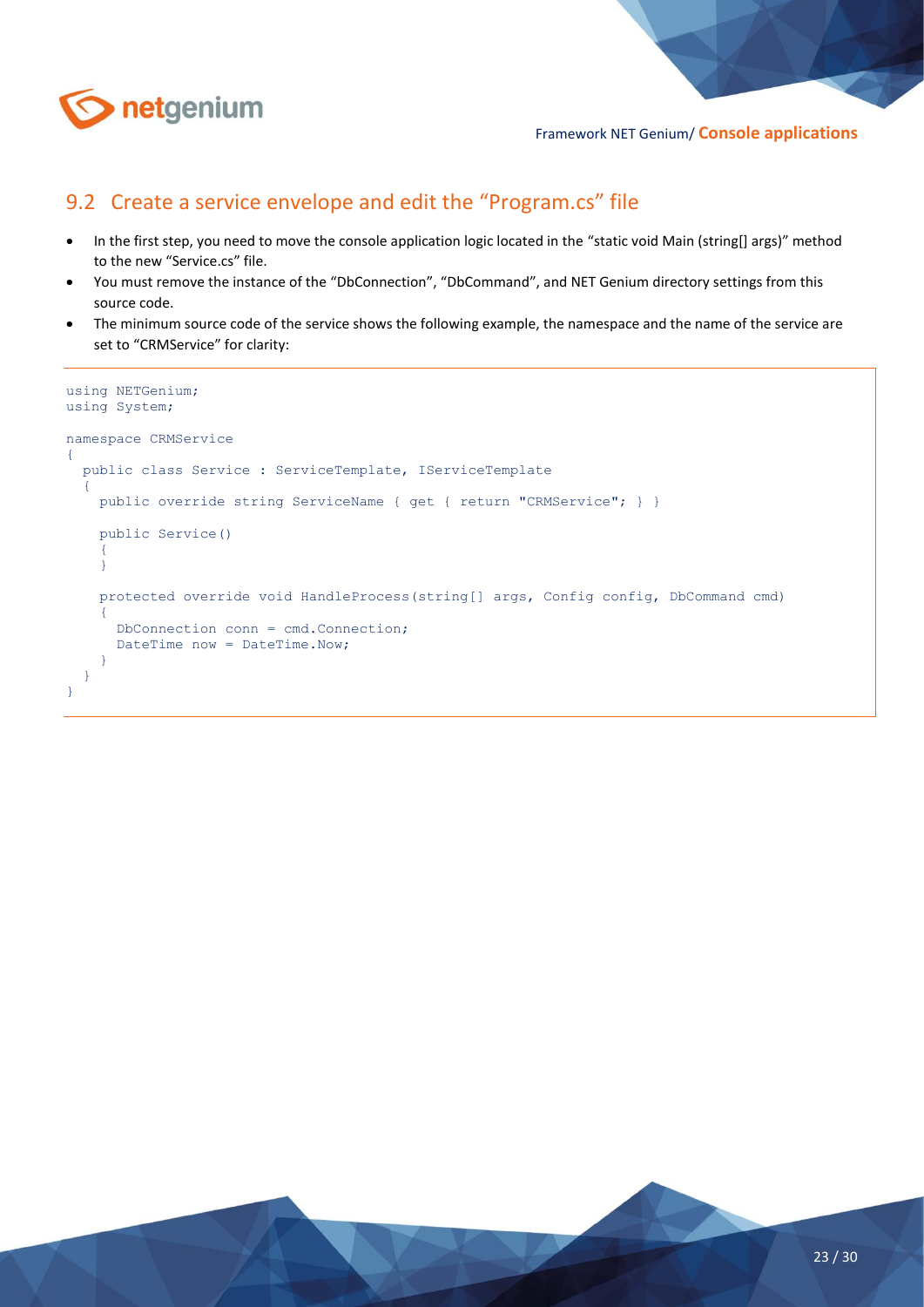## 9.2 Create a service envelope and edit the "Program.cs" file

- In the first step, you need to move the console application logic located in the "static void Main (string[] args)" method to the new "Service.cs" file.
- You must remove the instance of the "DbConnection", "DbCommand", and NET Genium directory settings from this source code.
- The minimum source code of the service shows the following example, the namespace and the name of the service are set to "CRMService" for clarity:

```
using NETGenium;
using System;

namespace CRMService
{
  public class Service : ServiceTemplate, IServiceTemplate
  {
    public override string ServiceName { get { return "CRMService"; } }

    public Service()
    {
    }

    protected override void HandleProcess(string[] args, Config config, DbCommand cmd)
    {
      DbConnection conn = cmd.Connection;
      DateTime now = DateTime.Now;
    }
  }
}
```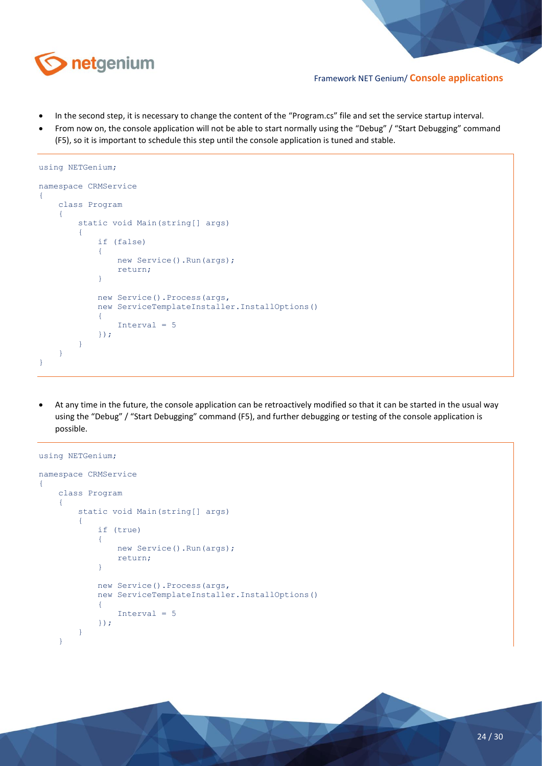- In the second step, it is necessary to change the content of the "Program.cs" file and set the service startup interval.
- From now on, the console application will not be able to start normally using the "Debug" / "Start Debugging" command (F5), so it is important to schedule this step until the console application is tuned and stable.

```
using NETGenium;

namespace CRMService
{
    class Program
    {
        static void Main(string[] args)
        {
            if (false)
            {
                new Service().Run(args);
                return;
            }

            new Service().Process(args,
            new ServiceTemplateInstaller.InstallOptions()
            {
                Interval = 5
            });
        }
    }
}
```

- At any time in the future, the console application can be retroactively modified so that it can be started in the usual way using the "Debug" / "Start Debugging" command (F5), and further debugging or testing of the console application is possible.

```
using NETGenium;

namespace CRMService
{
    class Program
    {
        static void Main(string[] args)
        {
            if (true)
            {
                new Service().Run(args);
                return;
            }

            new Service().Process(args,
            new ServiceTemplateInstaller.InstallOptions()
            {
                Interval = 5
            });
        }
    }
```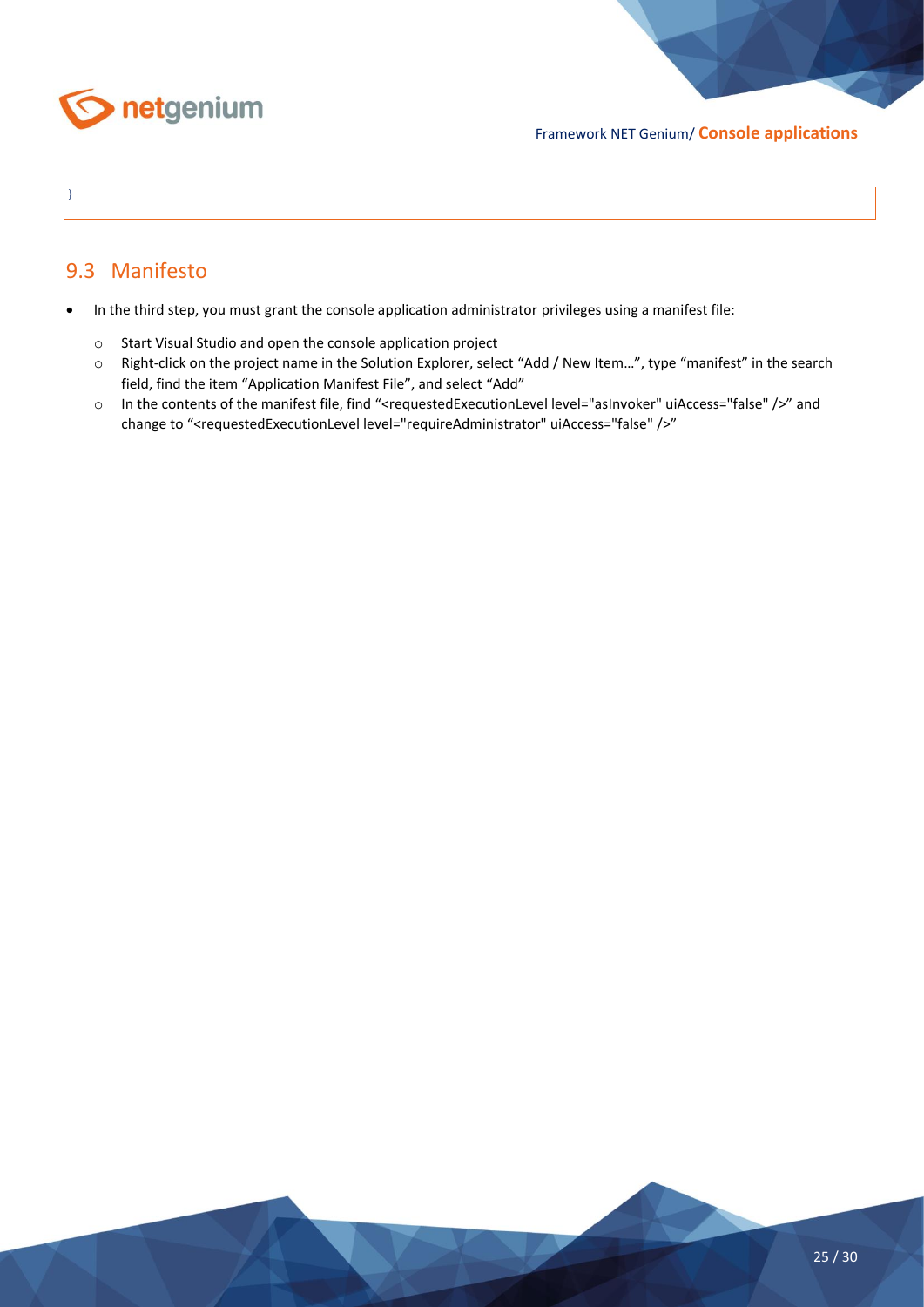```
}
```

## 9.3 Manifesto

- In the third step, you must grant the console application administrator privileges using a manifest file:
  - Start Visual Studio and open the console application project
  - Right-click on the project name in the Solution Explorer, select “Add / New Item…”, type “manifest” in the search field, find the item “Application Manifest File”, and select “Add”
  - In the contents of the manifest file, find “<requestedExecutionLevel level="asInvoker" uiAccess="false" />” and change to “<requestedExecutionLevel level="requireAdministrator" uiAccess="false" />”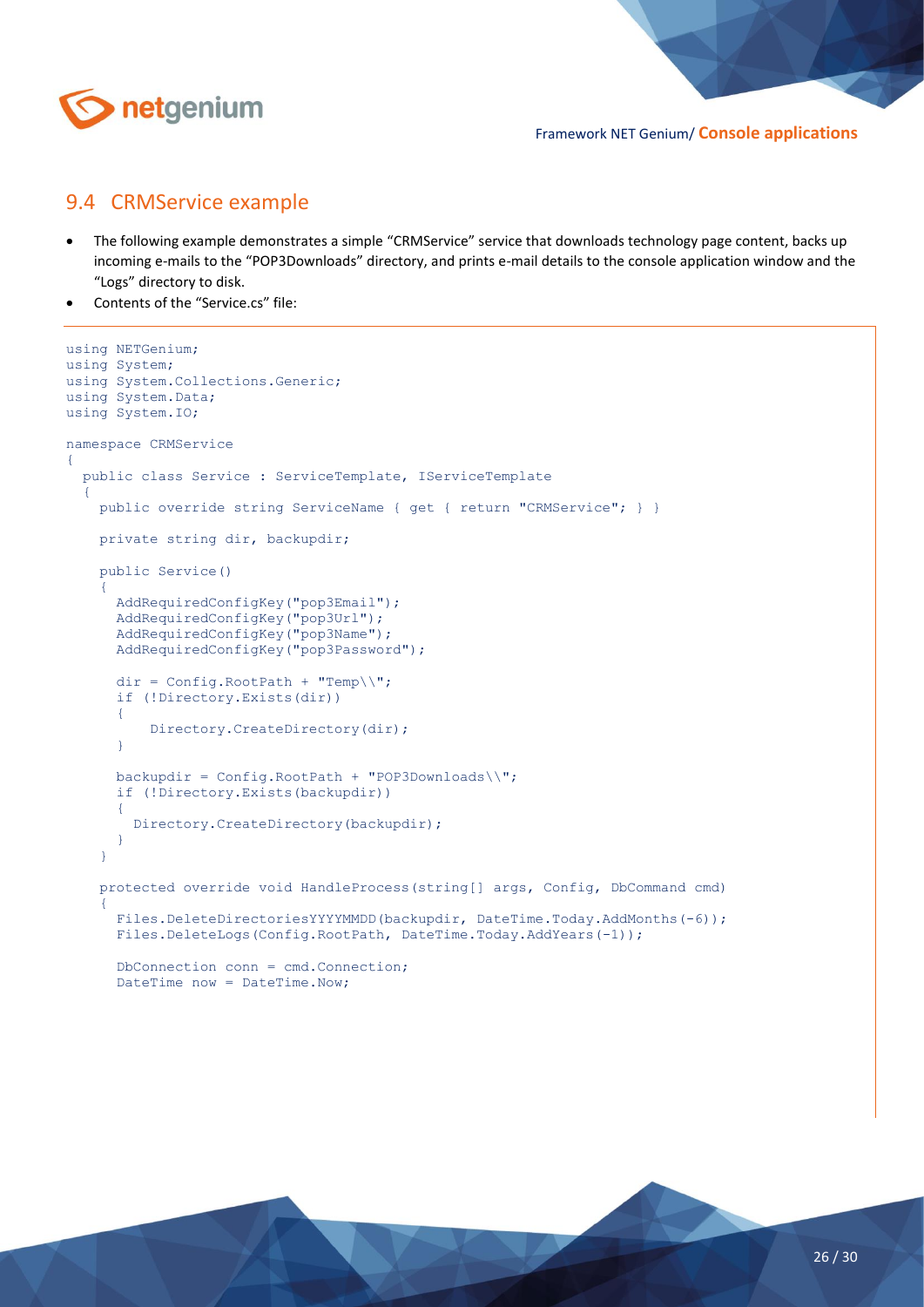## 9.4 CRMService example

- The following example demonstrates a simple "CRMService" service that downloads technology page content, backs up incoming e-mails to the "POP3Downloads" directory, and prints e-mail details to the console application window and the "Logs" directory to disk.
- Contents of the "Service.cs" file:

```
using NETGenium;
using System;
using System.Collections.Generic;
using System.Data;
using System.IO;

namespace CRMService
{
  public class Service : ServiceTemplate, IServiceTemplate
  {
    public override string ServiceName { get { return "CRMService"; } }

    private string dir, backupdir;

    public Service()
    {
      AddRequiredConfigKey("pop3Email");
      AddRequiredConfigKey("pop3Url");
      AddRequiredConfigKey("pop3Name");
      AddRequiredConfigKey("pop3Password");

      dir = Config.RootPath + "Temp\\";
      if (!Directory.Exists(dir))
      {
          Directory.CreateDirectory(dir);
      }

      backupdir = Config.RootPath + "POP3Downloads\\";
      if (!Directory.Exists(backupdir))
      {
        Directory.CreateDirectory(backupdir);
      }
    }

    protected override void HandleProcess(string[] args, Config, DbCommand cmd)
    {
      Files.DeleteDirectoriesYYYYMMDD(backupdir, DateTime.Today.AddMonths(-6));
      Files.DeleteLogs(Config.RootPath, DateTime.Today.AddYears(-1));

      DbConnection conn = cmd.Connection;
      DateTime now = DateTime.Now;
```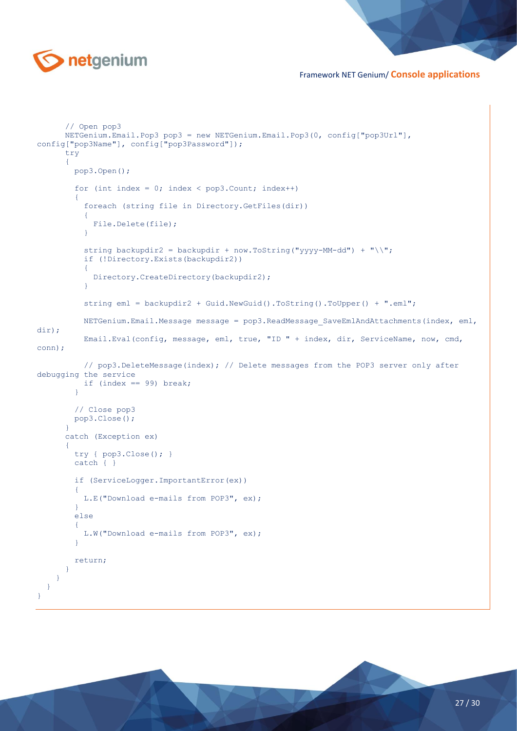```
      // Open pop3
      NETGenium.Email.Pop3 pop3 = new NETGenium.Email.Pop3(0, config["pop3Url"],
config["pop3Name"], config["pop3Password"]);
      try
      {
        pop3.Open();

        for (int index = 0; index < pop3.Count; index++)
        {
          foreach (string file in Directory.GetFiles(dir))
          {
            File.Delete(file);
          }

          string backupdir2 = backupdir + now.ToString("yyyy-MM-dd") + "\\";
          if (!Directory.Exists(backupdir2))
          {
            Directory.CreateDirectory(backupdir2);
          }

          string eml = backupdir2 + Guid.NewGuid().ToString().ToUpper() + ".eml";

          NETGenium.Email.Message message = pop3.ReadMessage_SaveEmlAndAttachments(index, eml,
dir);
          Email.Eval(config, message, eml, true, "ID " + index, dir, ServiceName, now, cmd,
conn);

          // pop3.DeleteMessage(index); // Delete messages from the POP3 server only after
debugging the service
          if (index == 99) break;
        }

        // Close pop3
        pop3.Close();
      }
      catch (Exception ex)
      {
        try { pop3.Close(); }
        catch { }

        if (ServiceLogger.ImportantError(ex))
        {
          L.E("Download e-mails from POP3", ex);
        }
        else
        {
          L.W("Download e-mails from POP3", ex);
        }

        return;
      }
    }
  }
}
```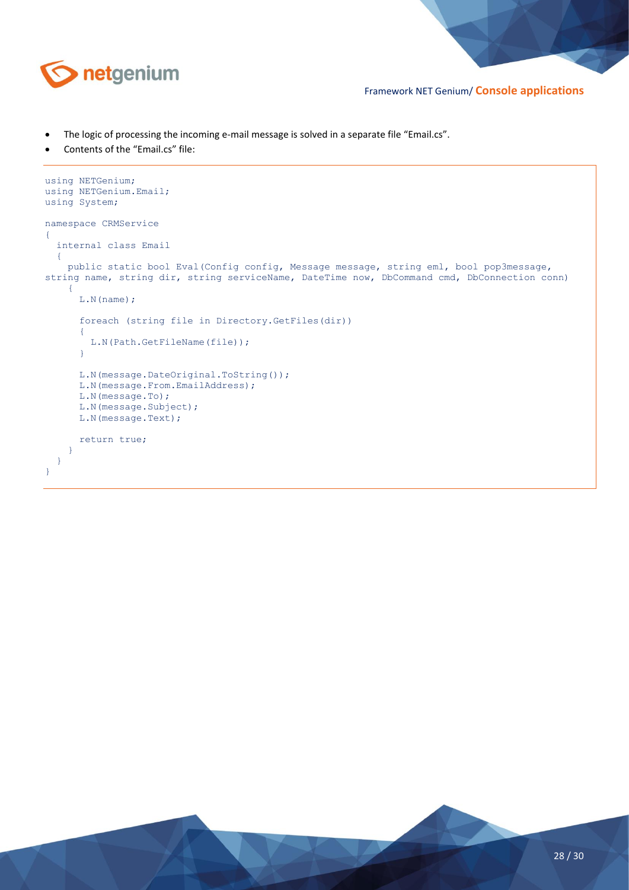- The logic of processing the incoming e-mail message is solved in a separate file "Email.cs".
- Contents of the "Email.cs" file:

```
using NETGenium;
using NETGenium.Email;
using System;

namespace CRMService
{
  internal class Email
  {
    public static bool Eval(Config config, Message message, string eml, bool pop3message,
string name, string dir, string serviceName, DateTime now, DbCommand cmd, DbConnection conn)
    {
      L.N(name);

      foreach (string file in Directory.GetFiles(dir))
      {
        L.N(Path.GetFileName(file));
      }

      L.N(message.DateOriginal.ToString());
      L.N(message.From.EmailAddress);
      L.N(message.To);
      L.N(message.Subject);
      L.N(message.Text);

      return true;
    }
  }
}
```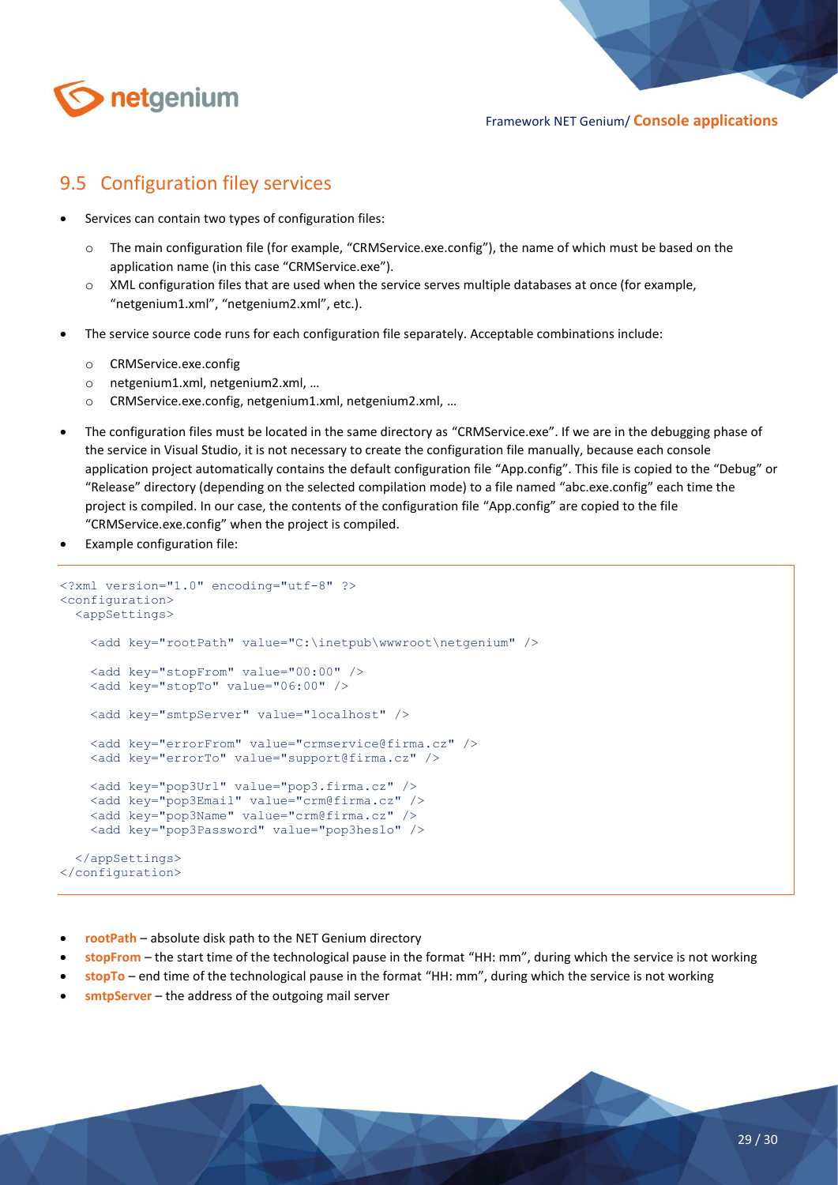## 9.5 Configuration filey services

- Services can contain two types of configuration files:
  - The main configuration file (for example, "CRMService.exe.config"), the name of which must be based on the application name (in this case "CRMService.exe").
  - XML configuration files that are used when the service serves multiple databases at once (for example, "netgenium1.xml", "netgenium2.xml", etc.).
- The service source code runs for each configuration file separately. Acceptable combinations include:
  - CRMService.exe.config
  - netgenium1.xml, netgenium2.xml, …
  - CRMService.exe.config, netgenium1.xml, netgenium2.xml, …
- The configuration files must be located in the same directory as "CRMService.exe". If we are in the debugging phase of the service in Visual Studio, it is not necessary to create the configuration file manually, because each console application project automatically contains the default configuration file "App.config". This file is copied to the "Debug" or "Release" directory (depending on the selected compilation mode) to a file named "abc.exe.config" each time the project is compiled. In our case, the contents of the configuration file "App.config" are copied to the file "CRMService.exe.config" when the project is compiled.
- Example configuration file:

```
<?xml version="1.0" encoding="utf-8" ?>
<configuration>
  <appSettings>

    <add key="rootPath" value="C:\inetpub\wwwroot\netgenium" />

    <add key="stopFrom" value="00:00" />
    <add key="stopTo" value="06:00" />

    <add key="smtpServer" value="localhost" />

    <add key="errorFrom" value="crmservice@firma.cz" />
    <add key="errorTo" value="support@firma.cz" />

    <add key="pop3Url" value="pop3.firma.cz" />
    <add key="pop3Email" value="crm@firma.cz" />
    <add key="pop3Name" value="crm@firma.cz" />
    <add key="pop3Password" value="pop3heslo" />

  </appSettings>
</configuration>
```

- **rootPath** – absolute disk path to the NET Genium directory
- **stopFrom** – the start time of the technological pause in the format "HH: mm", during which the service is not working
- **stopTo** – end time of the technological pause in the format "HH: mm", during which the service is not working
- **smtpServer** – the address of the outgoing mail server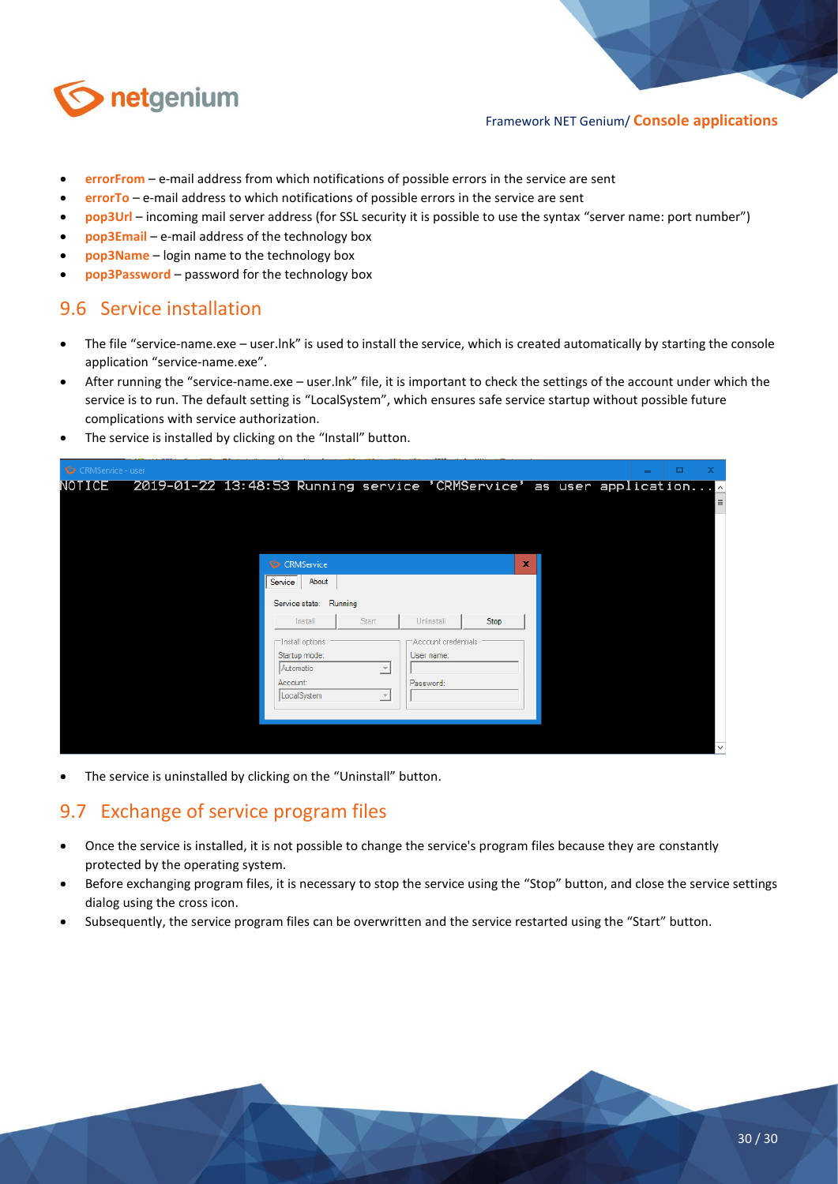- **errorFrom** – e-mail address from which notifications of possible errors in the service are sent
- **errorTo** – e-mail address to which notifications of possible errors in the service are sent
- **pop3Url** – incoming mail server address (for SSL security it is possible to use the syntax “server name: port number”)
- **pop3Email** – e-mail address of the technology box
- **pop3Name** – login name to the technology box
- **pop3Password** – password for the technology box

## 9.6 Service installation

- The file “service-name.exe – user.lnk” is used to install the service, which is created automatically by starting the console application “service-name.exe”.
- After running the “service-name.exe – user.lnk” file, it is important to check the settings of the account under which the service is to run. The default setting is “LocalSystem”, which ensures safe service startup without possible future complications with service authorization.
- The service is installed by clicking on the “Install” button.
- The service is uninstalled by clicking on the “Uninstall” button.

## 9.7 Exchange of service program files

- Once the service is installed, it is not possible to change the service's program files because they are constantly protected by the operating system.
- Before exchanging program files, it is necessary to stop the service using the “Stop” button, and close the service settings dialog using the cross icon.
- Subsequently, the service program files can be overwritten and the service restarted using the “Start” button.